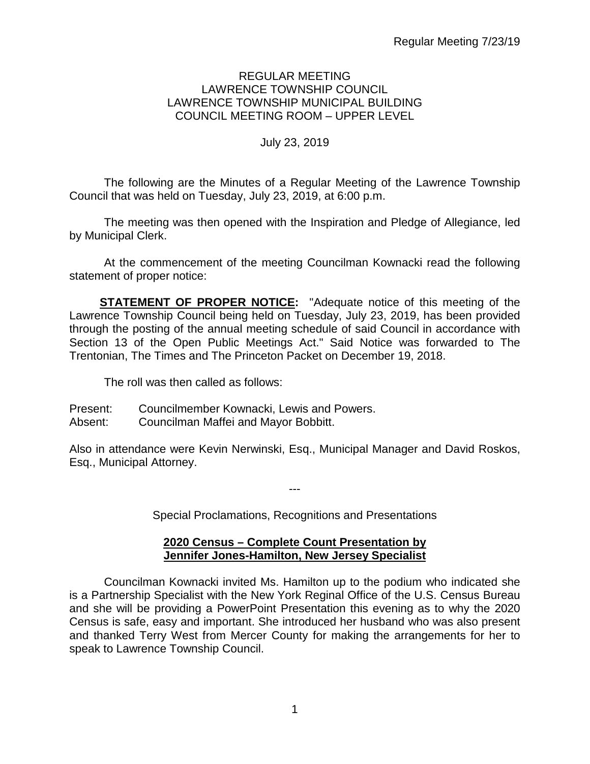# REGULAR MEETING
# LAWRENCE TOWNSHIP COUNCIL
## LAWRENCE TOWNSHIP MUNICIPAL BUILDING
## COUNCIL MEETING ROOM – UPPER LEVEL

July 23, 2019

The following are the Minutes of a Regular Meeting of the Lawrence Township Council that was held on Tuesday, July 23, 2019, at 6:00 p.m.

The meeting was then opened with the Inspiration and Pledge of Allegiance, led by Municipal Clerk.

At the commencement of the meeting Councilman Kownacki read the following statement of proper notice:

**STATEMENT OF PROPER NOTICE:** "Adequate notice of this meeting of the Lawrence Township Council being held on Tuesday, July 23, 2019, has been provided through the posting of the annual meeting schedule of said Council in accordance with Section 13 of the Open Public Meetings Act." Said Notice was forwarded to The Trentonian, The Times and The Princeton Packet on December 19, 2018.

The roll was then called as follows:

Present: Councilmember Kownacki, Lewis and Powers.
Absent: Councilman Maffei and Mayor Bobbitt.

Also in attendance were Kevin Nerwinski, Esq., Municipal Manager and David Roskos, Esq., Municipal Attorney.

---

Special Proclamations, Recognitions and Presentations

**2020 Census – Complete Count Presentation by Jennifer Jones-Hamilton, New Jersey Specialist**

Councilman Kownacki invited Ms. Hamilton up to the podium who indicated she is a Partnership Specialist with the New York Reginal Office of the U.S. Census Bureau and she will be providing a PowerPoint Presentation this evening as to why the 2020 Census is safe, easy and important. She introduced her husband who was also present and thanked Terry West from Mercer County for making the arrangements for her to speak to Lawrence Township Council.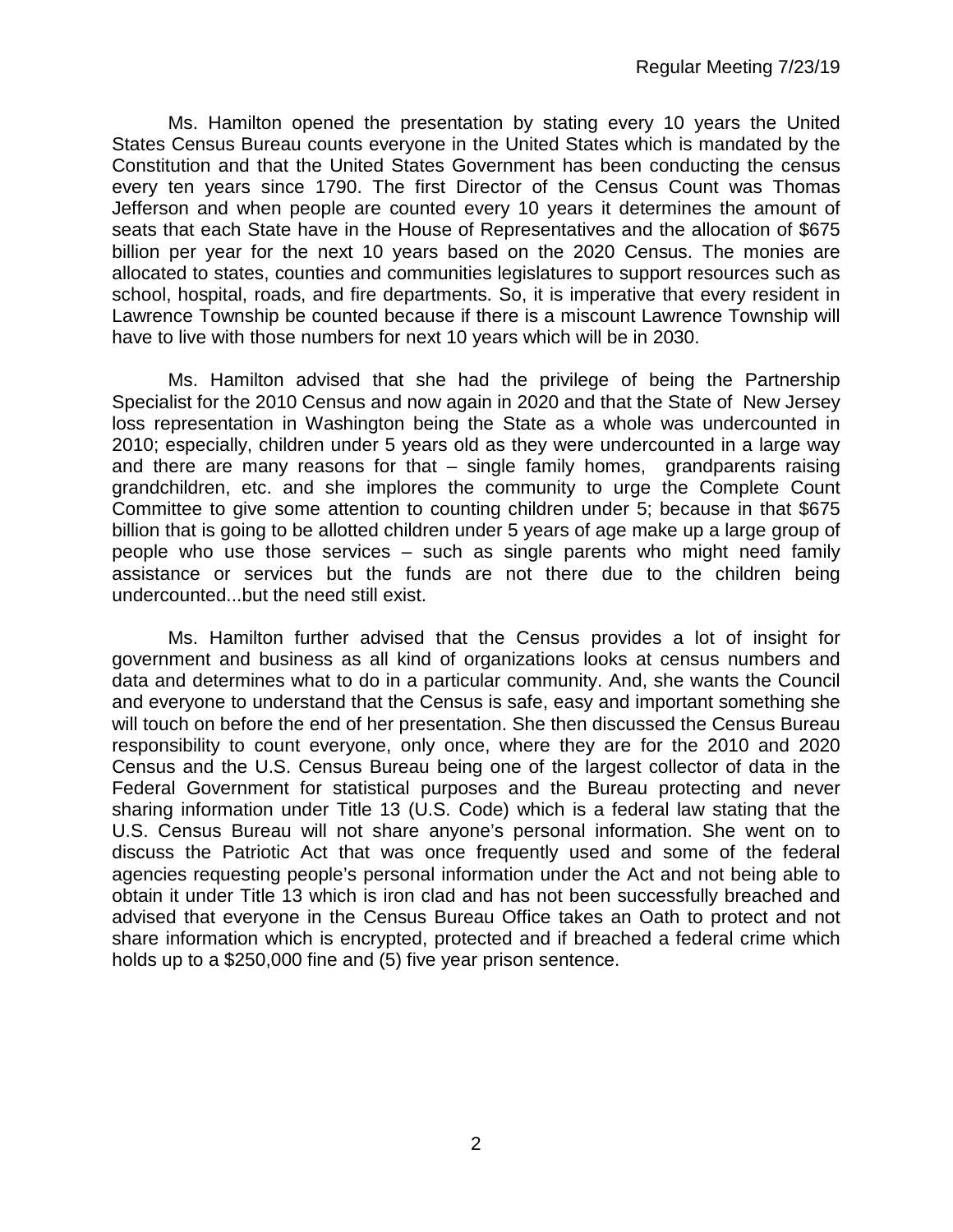Ms. Hamilton opened the presentation by stating every 10 years the United States Census Bureau counts everyone in the United States which is mandated by the Constitution and that the United States Government has been conducting the census every ten years since 1790. The first Director of the Census Count was Thomas Jefferson and when people are counted every 10 years it determines the amount of seats that each State have in the House of Representatives and the allocation of $675 billion per year for the next 10 years based on the 2020 Census. The monies are allocated to states, counties and communities legislatures to support resources such as school, hospital, roads, and fire departments. So, it is imperative that every resident in Lawrence Township be counted because if there is a miscount Lawrence Township will have to live with those numbers for next 10 years which will be in 2030.

Ms. Hamilton advised that she had the privilege of being the Partnership Specialist for the 2010 Census and now again in 2020 and that the State of New Jersey loss representation in Washington being the State as a whole was undercounted in 2010; especially, children under 5 years old as they were undercounted in a large way and there are many reasons for that – single family homes, grandparents raising grandchildren, etc. and she implores the community to urge the Complete Count Committee to give some attention to counting children under 5; because in that $675 billion that is going to be allotted children under 5 years of age make up a large group of people who use those services – such as single parents who might need family assistance or services but the funds are not there due to the children being undercounted...but the need still exist.

Ms. Hamilton further advised that the Census provides a lot of insight for government and business as all kind of organizations looks at census numbers and data and determines what to do in a particular community. And, she wants the Council and everyone to understand that the Census is safe, easy and important something she will touch on before the end of her presentation. She then discussed the Census Bureau responsibility to count everyone, only once, where they are for the 2010 and 2020 Census and the U.S. Census Bureau being one of the largest collector of data in the Federal Government for statistical purposes and the Bureau protecting and never sharing information under Title 13 (U.S. Code) which is a federal law stating that the U.S. Census Bureau will not share anyone's personal information. She went on to discuss the Patriotic Act that was once frequently used and some of the federal agencies requesting people's personal information under the Act and not being able to obtain it under Title 13 which is iron clad and has not been successfully breached and advised that everyone in the Census Bureau Office takes an Oath to protect and not share information which is encrypted, protected and if breached a federal crime which holds up to a $250,000 fine and (5) five year prison sentence.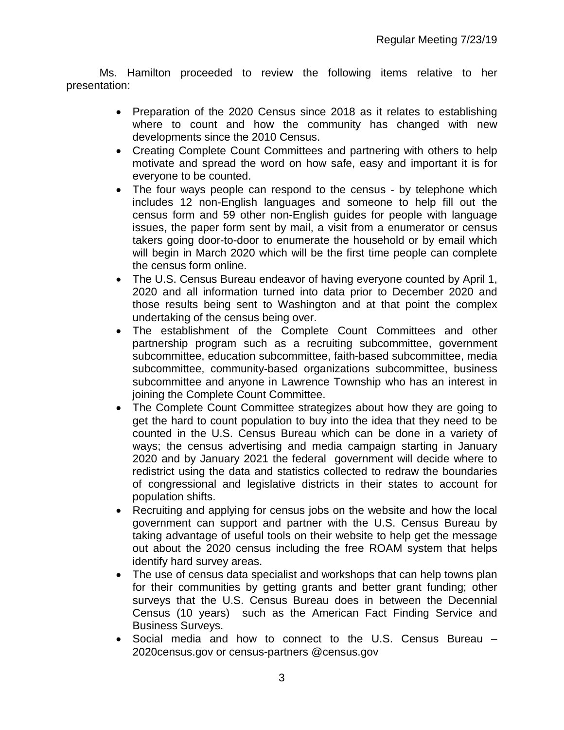Ms. Hamilton proceeded to review the following items relative to her presentation:

- Preparation of the 2020 Census since 2018 as it relates to establishing where to count and how the community has changed with new developments since the 2010 Census.
- Creating Complete Count Committees and partnering with others to help motivate and spread the word on how safe, easy and important it is for everyone to be counted.
- The four ways people can respond to the census - by telephone which includes 12 non-English languages and someone to help fill out the census form and 59 other non-English guides for people with language issues, the paper form sent by mail, a visit from a enumerator or census takers going door-to-door to enumerate the household or by email which will begin in March 2020 which will be the first time people can complete the census form online.
- The U.S. Census Bureau endeavor of having everyone counted by April 1, 2020 and all information turned into data prior to December 2020 and those results being sent to Washington and at that point the complex undertaking of the census being over.
- The establishment of the Complete Count Committees and other partnership program such as a recruiting subcommittee, government subcommittee, education subcommittee, faith-based subcommittee, media subcommittee, community-based organizations subcommittee, business subcommittee and anyone in Lawrence Township who has an interest in joining the Complete Count Committee.
- The Complete Count Committee strategizes about how they are going to get the hard to count population to buy into the idea that they need to be counted in the U.S. Census Bureau which can be done in a variety of ways; the census advertising and media campaign starting in January 2020 and by January 2021 the federal government will decide where to redistrict using the data and statistics collected to redraw the boundaries of congressional and legislative districts in their states to account for population shifts.
- Recruiting and applying for census jobs on the website and how the local government can support and partner with the U.S. Census Bureau by taking advantage of useful tools on their website to help get the message out about the 2020 census including the free ROAM system that helps identify hard survey areas.
- The use of census data specialist and workshops that can help towns plan for their communities by getting grants and better grant funding; other surveys that the U.S. Census Bureau does in between the Decennial Census (10 years) such as the American Fact Finding Service and Business Surveys.
- Social media and how to connect to the U.S. Census Bureau – 2020census.gov or census-partners @census.gov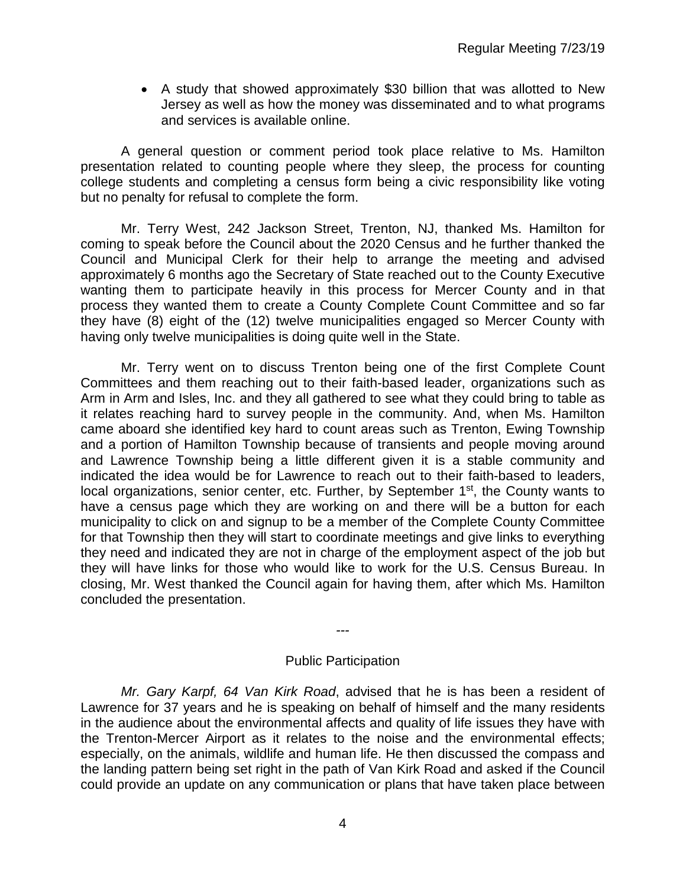- A study that showed approximately $30 billion that was allotted to New Jersey as well as how the money was disseminated and to what programs and services is available online.

A general question or comment period took place relative to Ms. Hamilton presentation related to counting people where they sleep, the process for counting college students and completing a census form being a civic responsibility like voting but no penalty for refusal to complete the form.

Mr. Terry West, 242 Jackson Street, Trenton, NJ, thanked Ms. Hamilton for coming to speak before the Council about the 2020 Census and he further thanked the Council and Municipal Clerk for their help to arrange the meeting and advised approximately 6 months ago the Secretary of State reached out to the County Executive wanting them to participate heavily in this process for Mercer County and in that process they wanted them to create a County Complete Count Committee and so far they have (8) eight of the (12) twelve municipalities engaged so Mercer County with having only twelve municipalities is doing quite well in the State.

Mr. Terry went on to discuss Trenton being one of the first Complete Count Committees and them reaching out to their faith-based leader, organizations such as Arm in Arm and Isles, Inc. and they all gathered to see what they could bring to table as it relates reaching hard to survey people in the community. And, when Ms. Hamilton came aboard she identified key hard to count areas such as Trenton, Ewing Township and a portion of Hamilton Township because of transients and people moving around and Lawrence Township being a little different given it is a stable community and indicated the idea would be for Lawrence to reach out to their faith-based to leaders, local organizations, senior center, etc. Further, by September 1st, the County wants to have a census page which they are working on and there will be a button for each municipality to click on and signup to be a member of the Complete County Committee for that Township then they will start to coordinate meetings and give links to everything they need and indicated they are not in charge of the employment aspect of the job but they will have links for those who would like to work for the U.S. Census Bureau. In closing, Mr. West thanked the Council again for having them, after which Ms. Hamilton concluded the presentation.

---

## Public Participation

*Mr. Gary Karpf, 64 Van Kirk Road*, advised that he is has been a resident of Lawrence for 37 years and he is speaking on behalf of himself and the many residents in the audience about the environmental affects and quality of life issues they have with the Trenton-Mercer Airport as it relates to the noise and the environmental effects; especially, on the animals, wildlife and human life. He then discussed the compass and the landing pattern being set right in the path of Van Kirk Road and asked if the Council could provide an update on any communication or plans that have taken place between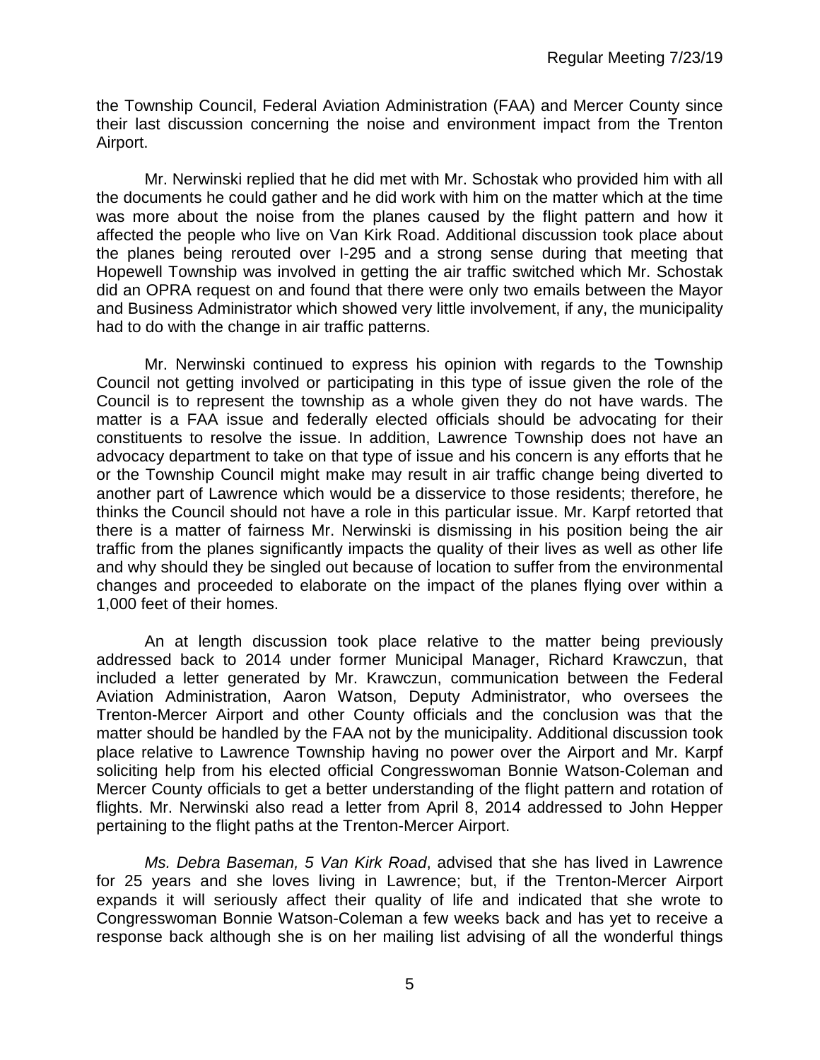the Township Council, Federal Aviation Administration (FAA) and Mercer County since their last discussion concerning the noise and environment impact from the Trenton Airport.

Mr. Nerwinski replied that he did met with Mr. Schostak who provided him with all the documents he could gather and he did work with him on the matter which at the time was more about the noise from the planes caused by the flight pattern and how it affected the people who live on Van Kirk Road. Additional discussion took place about the planes being rerouted over I-295 and a strong sense during that meeting that Hopewell Township was involved in getting the air traffic switched which Mr. Schostak did an OPRA request on and found that there were only two emails between the Mayor and Business Administrator which showed very little involvement, if any, the municipality had to do with the change in air traffic patterns.

Mr. Nerwinski continued to express his opinion with regards to the Township Council not getting involved or participating in this type of issue given the role of the Council is to represent the township as a whole given they do not have wards. The matter is a FAA issue and federally elected officials should be advocating for their constituents to resolve the issue. In addition, Lawrence Township does not have an advocacy department to take on that type of issue and his concern is any efforts that he or the Township Council might make may result in air traffic change being diverted to another part of Lawrence which would be a disservice to those residents; therefore, he thinks the Council should not have a role in this particular issue. Mr. Karpf retorted that there is a matter of fairness Mr. Nerwinski is dismissing in his position being the air traffic from the planes significantly impacts the quality of their lives as well as other life and why should they be singled out because of location to suffer from the environmental changes and proceeded to elaborate on the impact of the planes flying over within a 1,000 feet of their homes.

An at length discussion took place relative to the matter being previously addressed back to 2014 under former Municipal Manager, Richard Krawczun, that included a letter generated by Mr. Krawczun, communication between the Federal Aviation Administration, Aaron Watson, Deputy Administrator, who oversees the Trenton-Mercer Airport and other County officials and the conclusion was that the matter should be handled by the FAA not by the municipality. Additional discussion took place relative to Lawrence Township having no power over the Airport and Mr. Karpf soliciting help from his elected official Congresswoman Bonnie Watson-Coleman and Mercer County officials to get a better understanding of the flight pattern and rotation of flights. Mr. Nerwinski also read a letter from April 8, 2014 addressed to John Hepper pertaining to the flight paths at the Trenton-Mercer Airport.

*Ms. Debra Baseman, 5 Van Kirk Road*, advised that she has lived in Lawrence for 25 years and she loves living in Lawrence; but, if the Trenton-Mercer Airport expands it will seriously affect their quality of life and indicated that she wrote to Congresswoman Bonnie Watson-Coleman a few weeks back and has yet to receive a response back although she is on her mailing list advising of all the wonderful things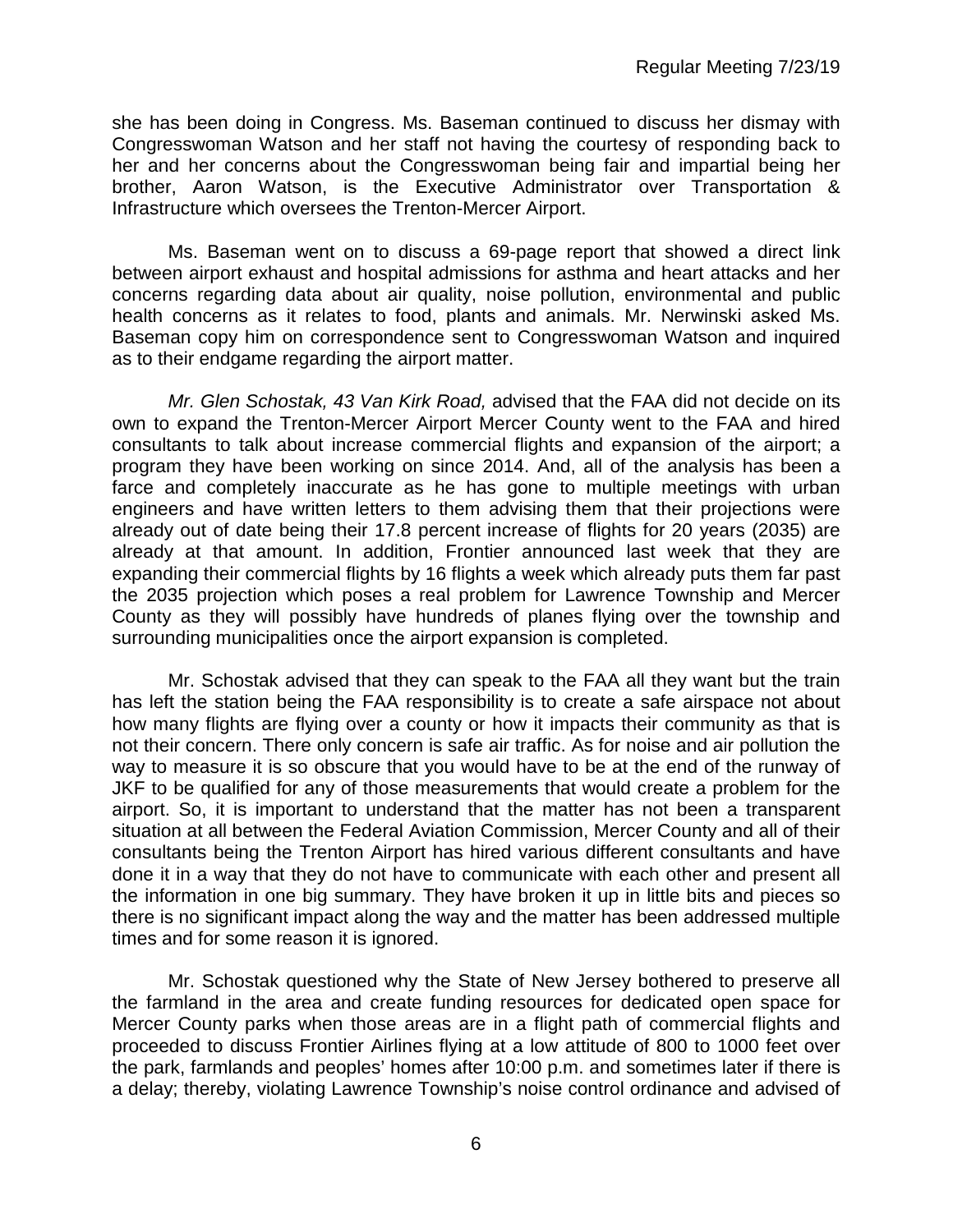she has been doing in Congress. Ms. Baseman continued to discuss her dismay with Congresswoman Watson and her staff not having the courtesy of responding back to her and her concerns about the Congresswoman being fair and impartial being her brother, Aaron Watson, is the Executive Administrator over Transportation & Infrastructure which oversees the Trenton-Mercer Airport.

Ms. Baseman went on to discuss a 69-page report that showed a direct link between airport exhaust and hospital admissions for asthma and heart attacks and her concerns regarding data about air quality, noise pollution, environmental and public health concerns as it relates to food, plants and animals. Mr. Nerwinski asked Ms. Baseman copy him on correspondence sent to Congresswoman Watson and inquired as to their endgame regarding the airport matter.

*Mr. Glen Schostak, 43 Van Kirk Road,* advised that the FAA did not decide on its own to expand the Trenton-Mercer Airport Mercer County went to the FAA and hired consultants to talk about increase commercial flights and expansion of the airport; a program they have been working on since 2014. And, all of the analysis has been a farce and completely inaccurate as he has gone to multiple meetings with urban engineers and have written letters to them advising them that their projections were already out of date being their 17.8 percent increase of flights for 20 years (2035) are already at that amount. In addition, Frontier announced last week that they are expanding their commercial flights by 16 flights a week which already puts them far past the 2035 projection which poses a real problem for Lawrence Township and Mercer County as they will possibly have hundreds of planes flying over the township and surrounding municipalities once the airport expansion is completed.

Mr. Schostak advised that they can speak to the FAA all they want but the train has left the station being the FAA responsibility is to create a safe airspace not about how many flights are flying over a county or how it impacts their community as that is not their concern. There only concern is safe air traffic. As for noise and air pollution the way to measure it is so obscure that you would have to be at the end of the runway of JKF to be qualified for any of those measurements that would create a problem for the airport. So, it is important to understand that the matter has not been a transparent situation at all between the Federal Aviation Commission, Mercer County and all of their consultants being the Trenton Airport has hired various different consultants and have done it in a way that they do not have to communicate with each other and present all the information in one big summary. They have broken it up in little bits and pieces so there is no significant impact along the way and the matter has been addressed multiple times and for some reason it is ignored.

Mr. Schostak questioned why the State of New Jersey bothered to preserve all the farmland in the area and create funding resources for dedicated open space for Mercer County parks when those areas are in a flight path of commercial flights and proceeded to discuss Frontier Airlines flying at a low attitude of 800 to 1000 feet over the park, farmlands and peoples' homes after 10:00 p.m. and sometimes later if there is a delay; thereby, violating Lawrence Township's noise control ordinance and advised of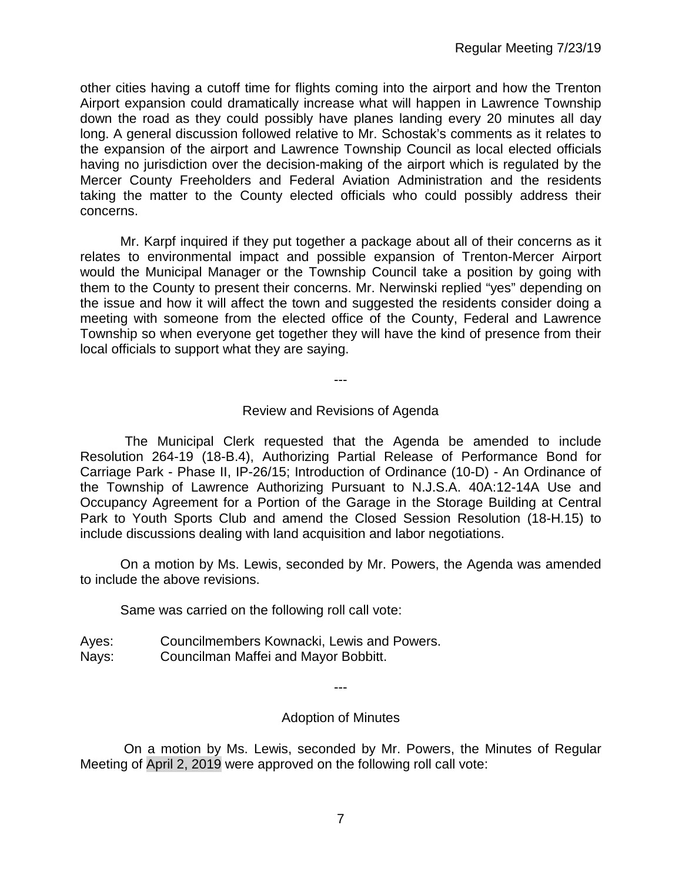other cities having a cutoff time for flights coming into the airport and how the Trenton Airport expansion could dramatically increase what will happen in Lawrence Township down the road as they could possibly have planes landing every 20 minutes all day long. A general discussion followed relative to Mr. Schostak's comments as it relates to the expansion of the airport and Lawrence Township Council as local elected officials having no jurisdiction over the decision-making of the airport which is regulated by the Mercer County Freeholders and Federal Aviation Administration and the residents taking the matter to the County elected officials who could possibly address their concerns.

Mr. Karpf inquired if they put together a package about all of their concerns as it relates to environmental impact and possible expansion of Trenton-Mercer Airport would the Municipal Manager or the Township Council take a position by going with them to the County to present their concerns. Mr. Nerwinski replied "yes" depending on the issue and how it will affect the town and suggested the residents consider doing a meeting with someone from the elected office of the County, Federal and Lawrence Township so when everyone get together they will have the kind of presence from their local officials to support what they are saying.

---

Review and Revisions of Agenda

The Municipal Clerk requested that the Agenda be amended to include Resolution 264-19 (18-B.4), Authorizing Partial Release of Performance Bond for Carriage Park - Phase II, IP-26/15; Introduction of Ordinance (10-D) - An Ordinance of the Township of Lawrence Authorizing Pursuant to N.J.S.A. 40A:12-14A Use and Occupancy Agreement for a Portion of the Garage in the Storage Building at Central Park to Youth Sports Club and amend the Closed Session Resolution (18-H.15) to include discussions dealing with land acquisition and labor negotiations.

On a motion by Ms. Lewis, seconded by Mr. Powers, the Agenda was amended to include the above revisions.

Same was carried on the following roll call vote:

Ayes: Councilmembers Kownacki, Lewis and Powers.
Nays: Councilman Maffei and Mayor Bobbitt.

---

Adoption of Minutes

On a motion by Ms. Lewis, seconded by Mr. Powers, the Minutes of Regular Meeting of April 2, 2019 were approved on the following roll call vote: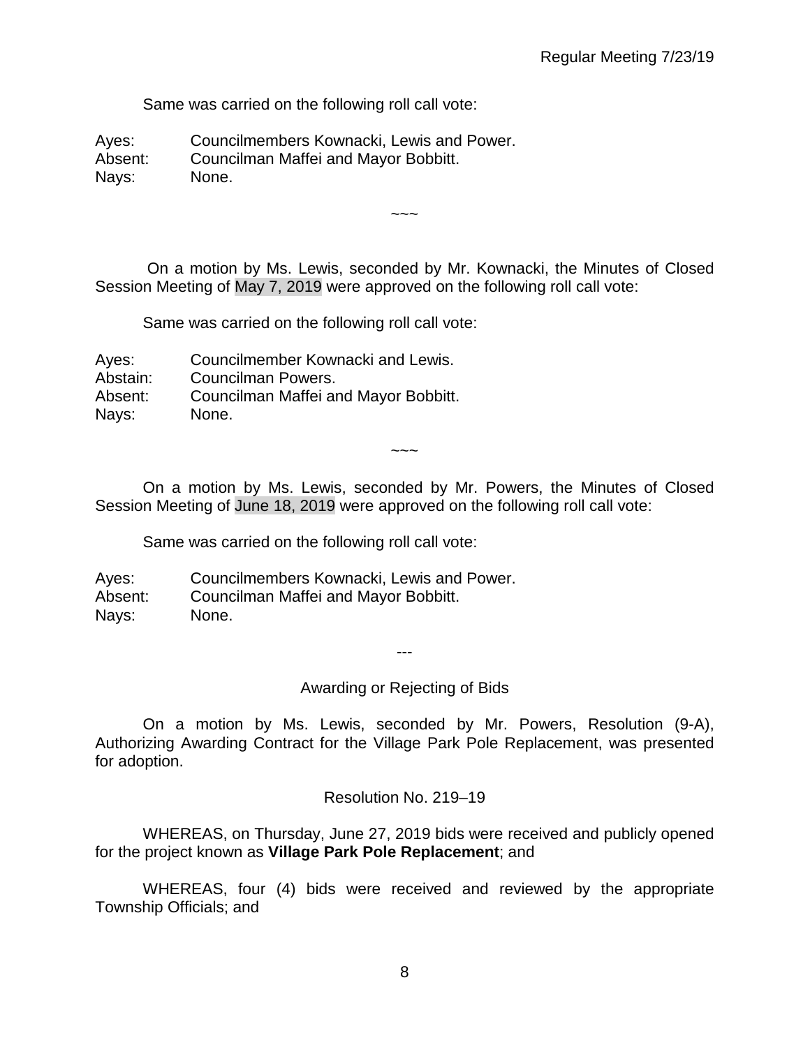Same was carried on the following roll call vote:

Ayes: Councilmembers Kownacki, Lewis and Power.
Absent: Councilman Maffei and Mayor Bobbitt.
Nays: None.

~~~

On a motion by Ms. Lewis, seconded by Mr. Kownacki, the Minutes of Closed Session Meeting of May 7, 2019 were approved on the following roll call vote:

Same was carried on the following roll call vote:

Ayes: Councilmember Kownacki and Lewis.
Abstain: Councilman Powers.
Absent: Councilman Maffei and Mayor Bobbitt.
Nays: None.

~~~

On a motion by Ms. Lewis, seconded by Mr. Powers, the Minutes of Closed Session Meeting of June 18, 2019 were approved on the following roll call vote:

Same was carried on the following roll call vote:

Ayes: Councilmembers Kownacki, Lewis and Power.
Absent: Councilman Maffei and Mayor Bobbitt.
Nays: None.

---

Awarding or Rejecting of Bids

On a motion by Ms. Lewis, seconded by Mr. Powers, Resolution (9-A), Authorizing Awarding Contract for the Village Park Pole Replacement, was presented for adoption.

Resolution No. 219–19

WHEREAS, on Thursday, June 27, 2019 bids were received and publicly opened for the project known as **Village Park Pole Replacement**; and

WHEREAS, four (4) bids were received and reviewed by the appropriate Township Officials; and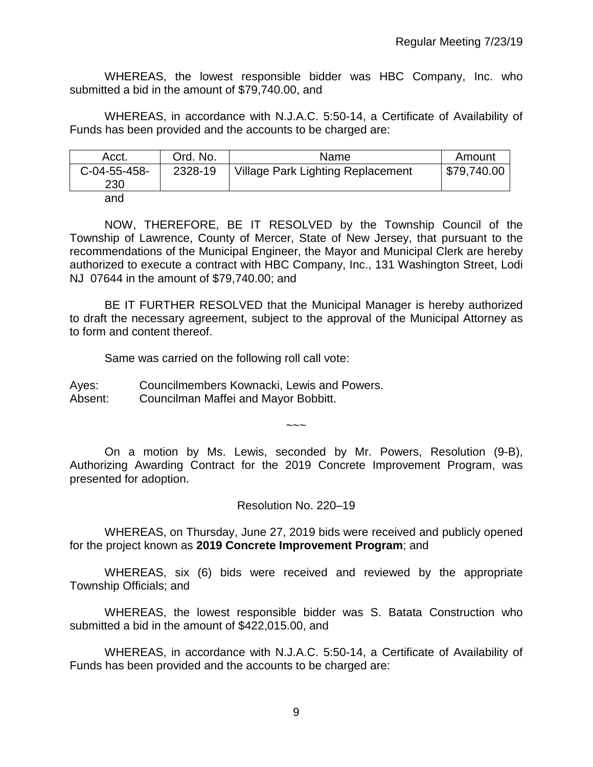WHEREAS, the lowest responsible bidder was HBC Company, Inc. who submitted a bid in the amount of $79,740.00, and

WHEREAS, in accordance with N.J.A.C. 5:50-14, a Certificate of Availability of Funds has been provided and the accounts to be charged are:

| Acct. | Ord. No. | Name | Amount |
|---|---|---|---|
| C-04-55-458-230 | 2328-19 | Village Park Lighting Replacement | $79,740.00 |

and

NOW, THEREFORE, BE IT RESOLVED by the Township Council of the Township of Lawrence, County of Mercer, State of New Jersey, that pursuant to the recommendations of the Municipal Engineer, the Mayor and Municipal Clerk are hereby authorized to execute a contract with HBC Company, Inc., 131 Washington Street, Lodi NJ 07644 in the amount of $79,740.00; and

BE IT FURTHER RESOLVED that the Municipal Manager is hereby authorized to draft the necessary agreement, subject to the approval of the Municipal Attorney as to form and content thereof.

Same was carried on the following roll call vote:

Ayes: Councilmembers Kownacki, Lewis and Powers.
Absent: Councilman Maffei and Mayor Bobbitt.

~~~

On a motion by Ms. Lewis, seconded by Mr. Powers, Resolution (9-B), Authorizing Awarding Contract for the 2019 Concrete Improvement Program, was presented for adoption.

Resolution No. 220–19

WHEREAS, on Thursday, June 27, 2019 bids were received and publicly opened for the project known as **2019 Concrete Improvement Program**; and

WHEREAS, six (6) bids were received and reviewed by the appropriate Township Officials; and

WHEREAS, the lowest responsible bidder was S. Batata Construction who submitted a bid in the amount of $422,015.00, and

WHEREAS, in accordance with N.J.A.C. 5:50-14, a Certificate of Availability of Funds has been provided and the accounts to be charged are: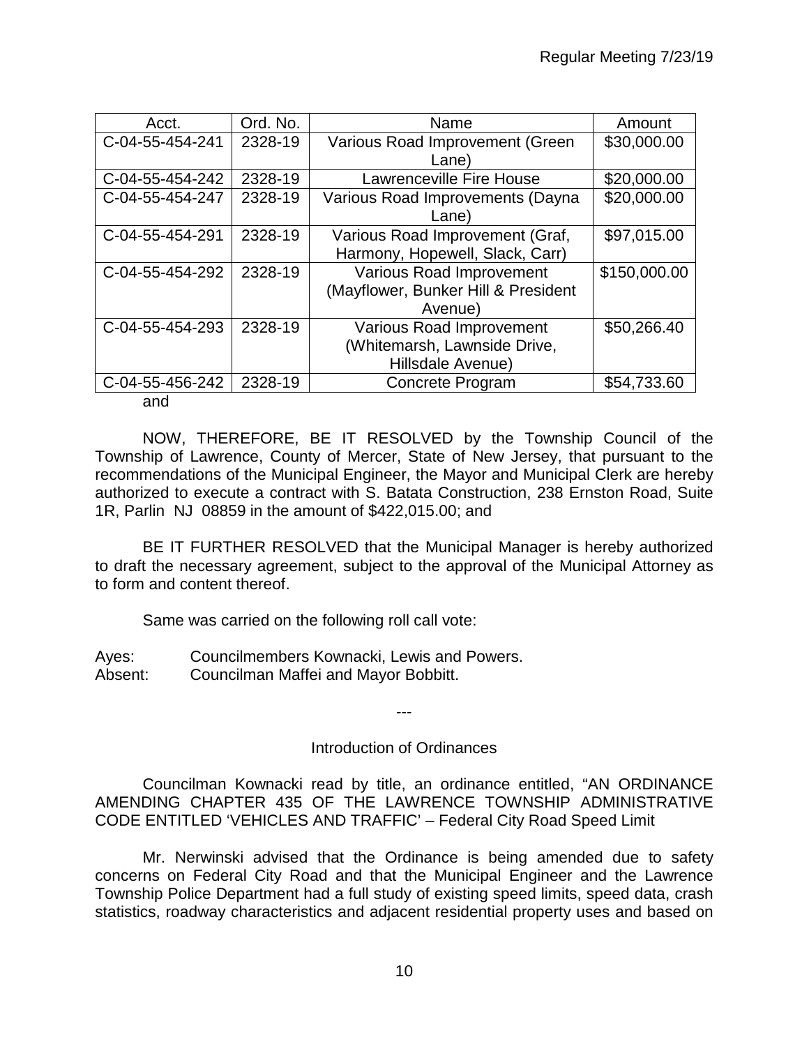| Acct. | Ord. No. | Name | Amount |
|---|---|---|---|
| C-04-55-454-241 | 2328-19 | Various Road Improvement (Green Lane) | $30,000.00 |
| C-04-55-454-242 | 2328-19 | Lawrenceville Fire House | $20,000.00 |
| C-04-55-454-247 | 2328-19 | Various Road Improvements (Dayna Lane) | $20,000.00 |
| C-04-55-454-291 | 2328-19 | Various Road Improvement (Graf, Harmony, Hopewell, Slack, Carr) | $97,015.00 |
| C-04-55-454-292 | 2328-19 | Various Road Improvement (Mayflower, Bunker Hill & President Avenue) | $150,000.00 |
| C-04-55-454-293 | 2328-19 | Various Road Improvement (Whitemarsh, Lawnside Drive, Hillsdale Avenue) | $50,266.40 |
| C-04-55-456-242 | 2328-19 | Concrete Program | $54,733.60 |

and

NOW, THEREFORE, BE IT RESOLVED by the Township Council of the Township of Lawrence, County of Mercer, State of New Jersey, that pursuant to the recommendations of the Municipal Engineer, the Mayor and Municipal Clerk are hereby authorized to execute a contract with S. Batata Construction, 238 Ernston Road, Suite 1R, Parlin NJ 08859 in the amount of $422,015.00; and

BE IT FURTHER RESOLVED that the Municipal Manager is hereby authorized to draft the necessary agreement, subject to the approval of the Municipal Attorney as to form and content thereof.

Same was carried on the following roll call vote:

Ayes: Councilmembers Kownacki, Lewis and Powers.
Absent: Councilman Maffei and Mayor Bobbitt.

---

Introduction of Ordinances

Councilman Kownacki read by title, an ordinance entitled, "AN ORDINANCE AMENDING CHAPTER 435 OF THE LAWRENCE TOWNSHIP ADMINISTRATIVE CODE ENTITLED 'VEHICLES AND TRAFFIC' – Federal City Road Speed Limit

Mr. Nerwinski advised that the Ordinance is being amended due to safety concerns on Federal City Road and that the Municipal Engineer and the Lawrence Township Police Department had a full study of existing speed limits, speed data, crash statistics, roadway characteristics and adjacent residential property uses and based on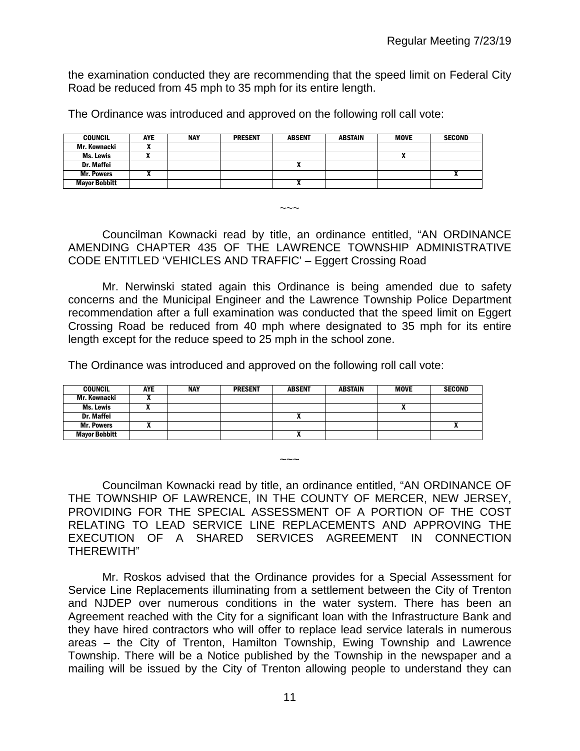the examination conducted they are recommending that the speed limit on Federal City Road be reduced from 45 mph to 35 mph for its entire length.

The Ordinance was introduced and approved on the following roll call vote:

| COUNCIL | AYE | NAY | PRESENT | ABSENT | ABSTAIN | MOVE | SECOND |
|---|---|---|---|---|---|---|---|
| Mr. Kownacki | X | | | | | | |
| Ms. Lewis | X | | | | | X | |
| Dr. Maffei | | | | X | | | |
| Mr. Powers | X | | | | | | X |
| Mayor Bobbitt | | | | X | | | |

~~~

Councilman Kownacki read by title, an ordinance entitled, "AN ORDINANCE AMENDING CHAPTER 435 OF THE LAWRENCE TOWNSHIP ADMINISTRATIVE CODE ENTITLED 'VEHICLES AND TRAFFIC' – Eggert Crossing Road

Mr. Nerwinski stated again this Ordinance is being amended due to safety concerns and the Municipal Engineer and the Lawrence Township Police Department recommendation after a full examination was conducted that the speed limit on Eggert Crossing Road be reduced from 40 mph where designated to 35 mph for its entire length except for the reduce speed to 25 mph in the school zone.

The Ordinance was introduced and approved on the following roll call vote:

| COUNCIL | AYE | NAY | PRESENT | ABSENT | ABSTAIN | MOVE | SECOND |
|---|---|---|---|---|---|---|---|
| Mr. Kownacki | X | | | | | | |
| Ms. Lewis | X | | | | | X | |
| Dr. Maffei | | | | X | | | |
| Mr. Powers | X | | | | | | X |
| Mayor Bobbitt | | | | X | | | |

~~~

Councilman Kownacki read by title, an ordinance entitled, "AN ORDINANCE OF THE TOWNSHIP OF LAWRENCE, IN THE COUNTY OF MERCER, NEW JERSEY, PROVIDING FOR THE SPECIAL ASSESSMENT OF A PORTION OF THE COST RELATING TO LEAD SERVICE LINE REPLACEMENTS AND APPROVING THE EXECUTION OF A SHARED SERVICES AGREEMENT IN CONNECTION THEREWITH"

Mr. Roskos advised that the Ordinance provides for a Special Assessment for Service Line Replacements illuminating from a settlement between the City of Trenton and NJDEP over numerous conditions in the water system. There has been an Agreement reached with the City for a significant loan with the Infrastructure Bank and they have hired contractors who will offer to replace lead service laterals in numerous areas – the City of Trenton, Hamilton Township, Ewing Township and Lawrence Township. There will be a Notice published by the Township in the newspaper and a mailing will be issued by the City of Trenton allowing people to understand they can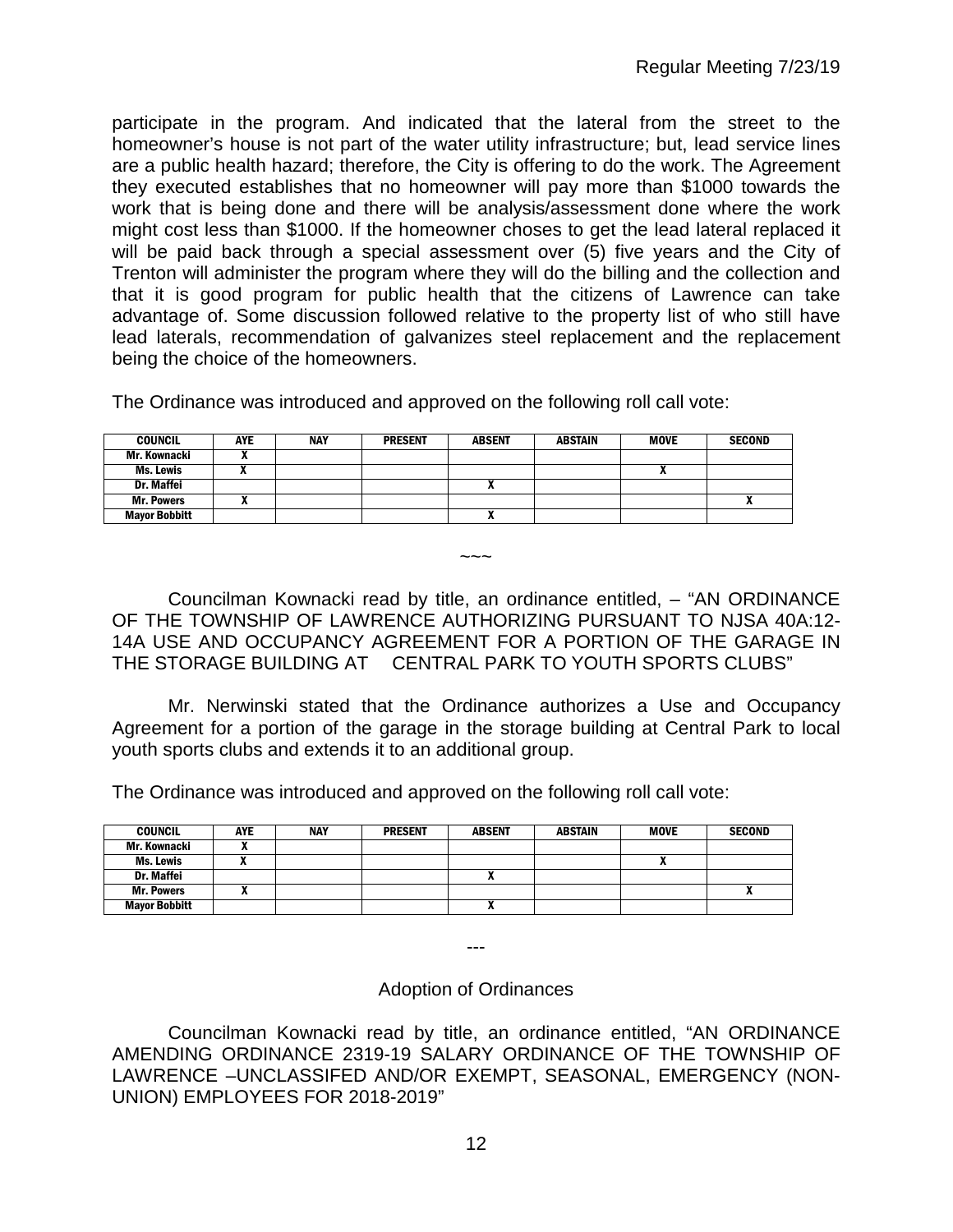participate in the program. And indicated that the lateral from the street to the homeowner's house is not part of the water utility infrastructure; but, lead service lines are a public health hazard; therefore, the City is offering to do the work. The Agreement they executed establishes that no homeowner will pay more than $1000 towards the work that is being done and there will be analysis/assessment done where the work might cost less than $1000. If the homeowner choses to get the lead lateral replaced it will be paid back through a special assessment over (5) five years and the City of Trenton will administer the program where they will do the billing and the collection and that it is good program for public health that the citizens of Lawrence can take advantage of. Some discussion followed relative to the property list of who still have lead laterals, recommendation of galvanizes steel replacement and the replacement being the choice of the homeowners.

The Ordinance was introduced and approved on the following roll call vote:

| COUNCIL | AYE | NAY | PRESENT | ABSENT | ABSTAIN | MOVE | SECOND |
|---|---|---|---|---|---|---|---|
| Mr. Kownacki | X | | | | | | |
| Ms. Lewis | X | | | | | X | |
| Dr. Maffei | | | | X | | | |
| Mr. Powers | X | | | | | | X |
| Mayor Bobbitt | | | | X | | | |

~~~

Councilman Kownacki read by title, an ordinance entitled, – "AN ORDINANCE OF THE TOWNSHIP OF LAWRENCE AUTHORIZING PURSUANT TO NJSA 40A:12-14A USE AND OCCUPANCY AGREEMENT FOR A PORTION OF THE GARAGE IN THE STORAGE BUILDING AT CENTRAL PARK TO YOUTH SPORTS CLUBS"

Mr. Nerwinski stated that the Ordinance authorizes a Use and Occupancy Agreement for a portion of the garage in the storage building at Central Park to local youth sports clubs and extends it to an additional group.

The Ordinance was introduced and approved on the following roll call vote:

| COUNCIL | AYE | NAY | PRESENT | ABSENT | ABSTAIN | MOVE | SECOND |
|---|---|---|---|---|---|---|---|
| Mr. Kownacki | X | | | | | | |
| Ms. Lewis | X | | | | | X | |
| Dr. Maffei | | | | X | | | |
| Mr. Powers | X | | | | | | X |
| Mayor Bobbitt | | | | X | | | |

---

## Adoption of Ordinances

Councilman Kownacki read by title, an ordinance entitled, "AN ORDINANCE AMENDING ORDINANCE 2319-19 SALARY ORDINANCE OF THE TOWNSHIP OF LAWRENCE –UNCLASSIFED AND/OR EXEMPT, SEASONAL, EMERGENCY (NON-UNION) EMPLOYEES FOR 2018-2019"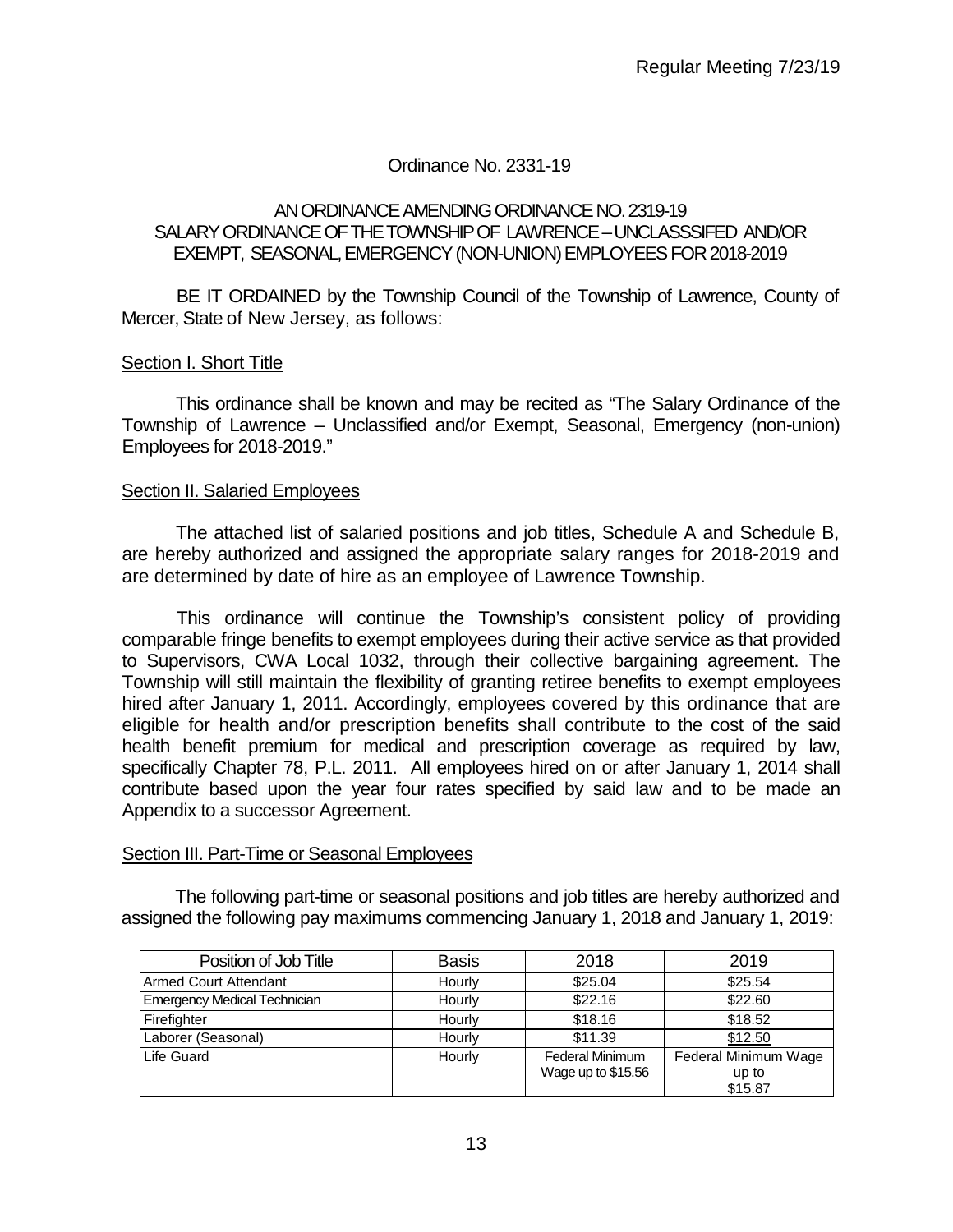# Ordinance No. 2331-19

## AN ORDINANCE AMENDING ORDINANCE NO. 2319-19 SALARY ORDINANCE OF THE TOWNSHIP OF LAWRENCE – UNCLASSSIFED AND/OR EXEMPT, SEASONAL, EMERGENCY (NON-UNION) EMPLOYEES FOR 2018-2019

BE IT ORDAINED by the Township Council of the Township of Lawrence, County of Mercer, State of New Jersey, as follows:

### Section I. Short Title

This ordinance shall be known and may be recited as "The Salary Ordinance of the Township of Lawrence – Unclassified and/or Exempt, Seasonal, Emergency (non-union) Employees for 2018-2019."

### Section II. Salaried Employees

The attached list of salaried positions and job titles, Schedule A and Schedule B, are hereby authorized and assigned the appropriate salary ranges for 2018-2019 and are determined by date of hire as an employee of Lawrence Township.

This ordinance will continue the Township's consistent policy of providing comparable fringe benefits to exempt employees during their active service as that provided to Supervisors, CWA Local 1032, through their collective bargaining agreement. The Township will still maintain the flexibility of granting retiree benefits to exempt employees hired after January 1, 2011. Accordingly, employees covered by this ordinance that are eligible for health and/or prescription benefits shall contribute to the cost of the said health benefit premium for medical and prescription coverage as required by law, specifically Chapter 78, P.L. 2011. All employees hired on or after January 1, 2014 shall contribute based upon the year four rates specified by said law and to be made an Appendix to a successor Agreement.

### Section III. Part-Time or Seasonal Employees

The following part-time or seasonal positions and job titles are hereby authorized and assigned the following pay maximums commencing January 1, 2018 and January 1, 2019:

| Position of Job Title | Basis | 2018 | 2019 |
|---|---|---|---|
| Armed Court Attendant | Hourly | $25.04 | $25.54 |
| Emergency Medical Technician | Hourly | $22.16 | $22.60 |
| Firefighter | Hourly | $18.16 | $18.52 |
| Laborer (Seasonal) | Hourly | $11.39 | <u>$12.50</u> |
| Life Guard | Hourly | Federal Minimum Wage up to $15.56 | Federal Minimum Wage up to $15.87 |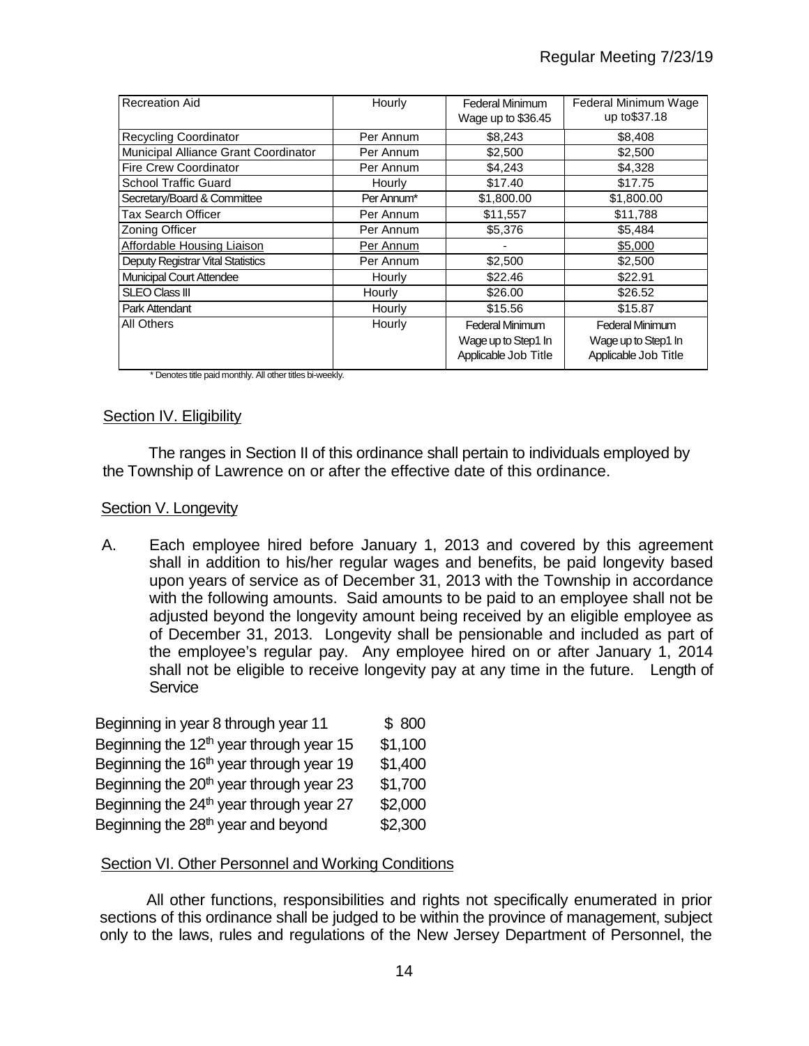| Recreation Aid | Hourly | Federal Minimum Wage up to $36.45 | Federal Minimum Wage up to$37.18 |
|---|---|---|---|
| Recycling Coordinator | Per Annum | $8,243 | $8,408 |
| Municipal Alliance Grant Coordinator | Per Annum | $2,500 | $2,500 |
| Fire Crew Coordinator | Per Annum | $4,243 | $4,328 |
| School Traffic Guard | Hourly | $17.40 | $17.75 |
| Secretary/Board & Committee | Per Annum* | $1,800.00 | $1,800.00 |
| Tax Search Officer | Per Annum | $11,557 | $11,788 |
| Zoning Officer | Per Annum | $5,376 | $5,484 |
| Affordable Housing Liaison | Per Annum | - | $5,000 |
| Deputy Registrar Vital Statistics | Per Annum | $2,500 | $2,500 |
| Municipal Court Attendee | Hourly | $22.46 | $22.91 |
| SLEO Class III | Hourly | $26.00 | $26.52 |
| Park Attendant | Hourly | $15.56 | $15.87 |
| All Others | Hourly | Federal Minimum Wage up to Step1 In Applicable Job Title | Federal Minimum Wage up to Step1 In Applicable Job Title |

\* Denotes title paid monthly. All other titles bi-weekly.

## Section IV. Eligibility

The ranges in Section II of this ordinance shall pertain to individuals employed by the Township of Lawrence on or after the effective date of this ordinance.

## Section V. Longevity

A. Each employee hired before January 1, 2013 and covered by this agreement shall in addition to his/her regular wages and benefits, be paid longevity based upon years of service as of December 31, 2013 with the Township in accordance with the following amounts. Said amounts to be paid to an employee shall not be adjusted beyond the longevity amount being received by an eligible employee as of December 31, 2013. Longevity shall be pensionable and included as part of the employee's regular pay. Any employee hired on or after January 1, 2014 shall not be eligible to receive longevity pay at any time in the future. Length of Service

| | |
|---|---|
| Beginning in year 8 through year 11 | $ 800 |
| Beginning the 12th year through year 15 | $1,100 |
| Beginning the 16th year through year 19 | $1,400 |
| Beginning the 20th year through year 23 | $1,700 |
| Beginning the 24th year through year 27 | $2,000 |
| Beginning the 28th year and beyond | $2,300 |

## Section VI. Other Personnel and Working Conditions

All other functions, responsibilities and rights not specifically enumerated in prior sections of this ordinance shall be judged to be within the province of management, subject only to the laws, rules and regulations of the New Jersey Department of Personnel, the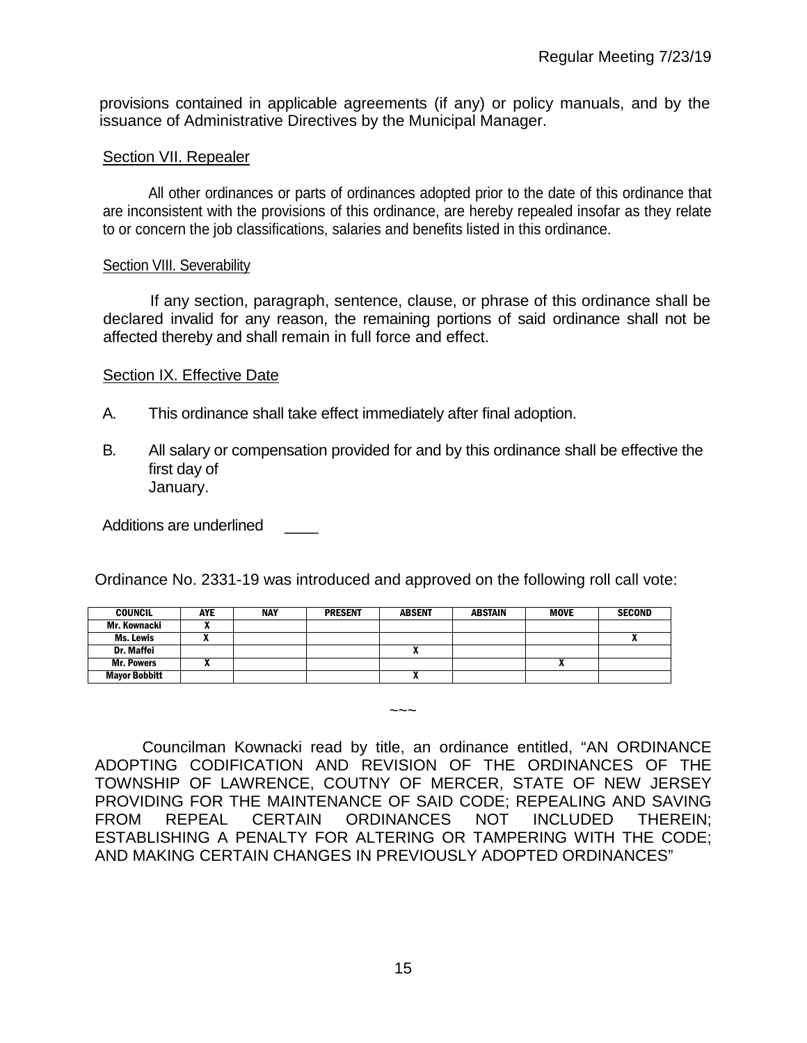provisions contained in applicable agreements (if any) or policy manuals, and by the issuance of Administrative Directives by the Municipal Manager.

Section VII. Repealer

All other ordinances or parts of ordinances adopted prior to the date of this ordinance that are inconsistent with the provisions of this ordinance, are hereby repealed insofar as they relate to or concern the job classifications, salaries and benefits listed in this ordinance.

Section VIII. Severability

If any section, paragraph, sentence, clause, or phrase of this ordinance shall be declared invalid for any reason, the remaining portions of said ordinance shall not be affected thereby and shall remain in full force and effect.

Section IX. Effective Date

A. This ordinance shall take effect immediately after final adoption.

B. All salary or compensation provided for and by this ordinance shall be effective the first day of January.

Additions are underlined ____

Ordinance No. 2331-19 was introduced and approved on the following roll call vote:

| COUNCIL | AYE | NAY | PRESENT | ABSENT | ABSTAIN | MOVE | SECOND |
|---|---|---|---|---|---|---|---|
| Mr. Kownacki | X | | | | | | |
| Ms. Lewis | X | | | | | | X |
| Dr. Maffei | | | | X | | | |
| Mr. Powers | X | | | | | X | |
| Mayor Bobbitt | | | | X | | | |

~~~

Councilman Kownacki read by title, an ordinance entitled, "AN ORDINANCE ADOPTING CODIFICATION AND REVISION OF THE ORDINANCES OF THE TOWNSHIP OF LAWRENCE, COUTNY OF MERCER, STATE OF NEW JERSEY PROVIDING FOR THE MAINTENANCE OF SAID CODE; REPEALING AND SAVING FROM REPEAL CERTAIN ORDINANCES NOT INCLUDED THEREIN; ESTABLISHING A PENALTY FOR ALTERING OR TAMPERING WITH THE CODE; AND MAKING CERTAIN CHANGES IN PREVIOUSLY ADOPTED ORDINANCES"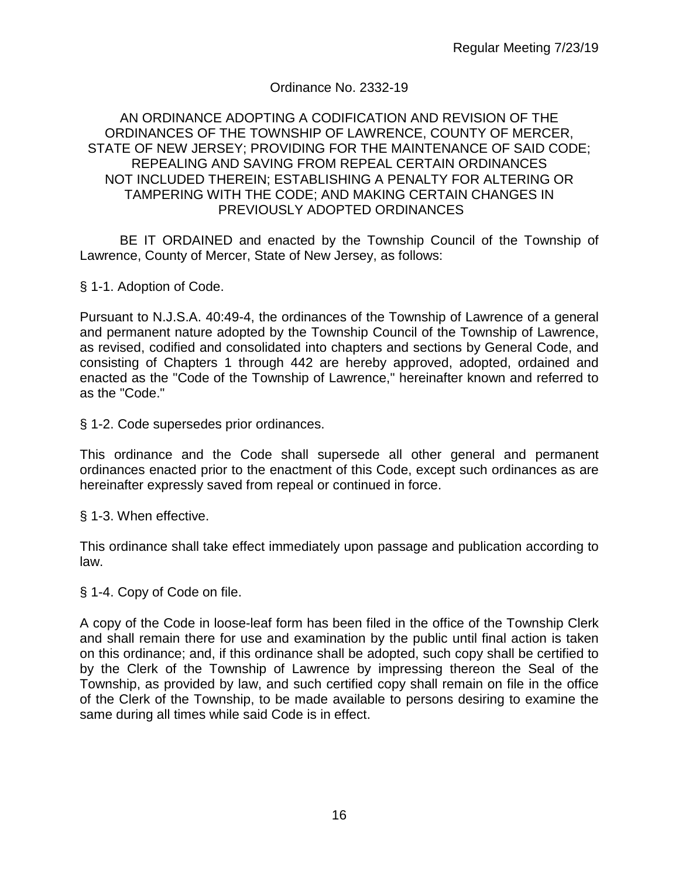Regular Meeting 7/23/19

Ordinance No. 2332-19

AN ORDINANCE ADOPTING A CODIFICATION AND REVISION OF THE ORDINANCES OF THE TOWNSHIP OF LAWRENCE, COUNTY OF MERCER, STATE OF NEW JERSEY; PROVIDING FOR THE MAINTENANCE OF SAID CODE; REPEALING AND SAVING FROM REPEAL CERTAIN ORDINANCES NOT INCLUDED THEREIN; ESTABLISHING A PENALTY FOR ALTERING OR TAMPERING WITH THE CODE; AND MAKING CERTAIN CHANGES IN PREVIOUSLY ADOPTED ORDINANCES

BE IT ORDAINED and enacted by the Township Council of the Township of Lawrence, County of Mercer, State of New Jersey, as follows:

§ 1-1. Adoption of Code.

Pursuant to N.J.S.A. 40:49-4, the ordinances of the Township of Lawrence of a general and permanent nature adopted by the Township Council of the Township of Lawrence, as revised, codified and consolidated into chapters and sections by General Code, and consisting of Chapters 1 through 442 are hereby approved, adopted, ordained and enacted as the "Code of the Township of Lawrence," hereinafter known and referred to as the "Code."

§ 1-2. Code supersedes prior ordinances.

This ordinance and the Code shall supersede all other general and permanent ordinances enacted prior to the enactment of this Code, except such ordinances as are hereinafter expressly saved from repeal or continued in force.

§ 1-3. When effective.

This ordinance shall take effect immediately upon passage and publication according to law.

§ 1-4. Copy of Code on file.

A copy of the Code in loose-leaf form has been filed in the office of the Township Clerk and shall remain there for use and examination by the public until final action is taken on this ordinance; and, if this ordinance shall be adopted, such copy shall be certified to by the Clerk of the Township of Lawrence by impressing thereon the Seal of the Township, as provided by law, and such certified copy shall remain on file in the office of the Clerk of the Township, to be made available to persons desiring to examine the same during all times while said Code is in effect.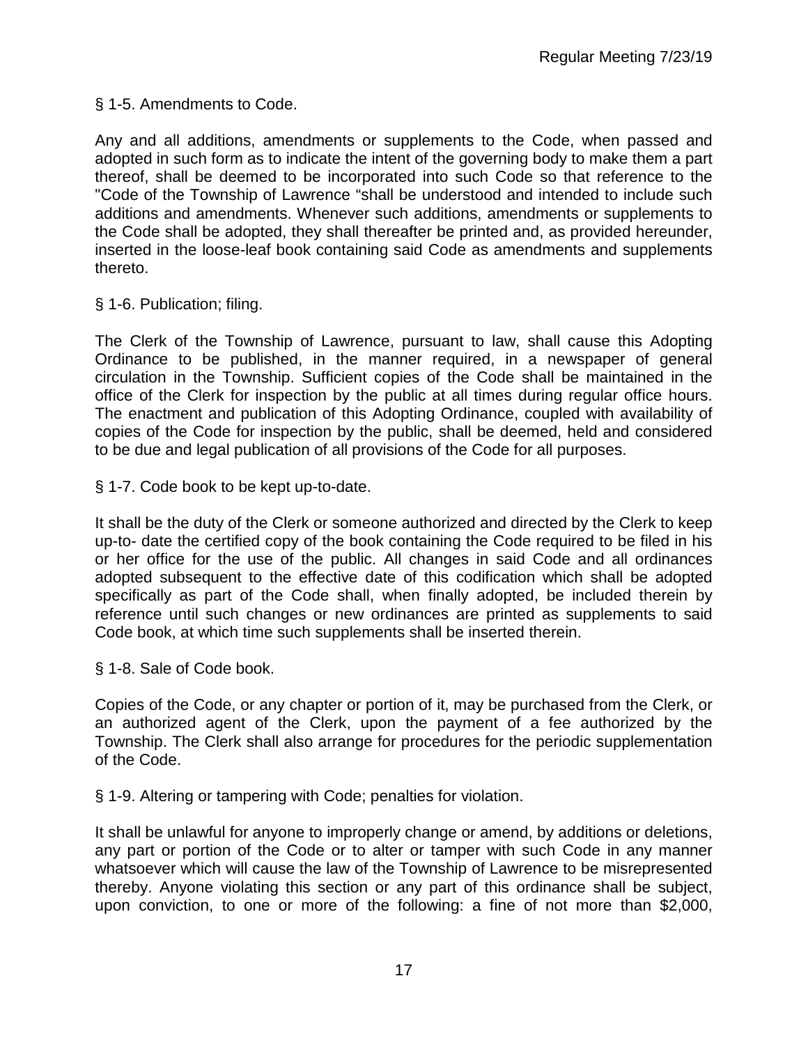§ 1-5. Amendments to Code.

Any and all additions, amendments or supplements to the Code, when passed and adopted in such form as to indicate the intent of the governing body to make them a part thereof, shall be deemed to be incorporated into such Code so that reference to the "Code of the Township of Lawrence "shall be understood and intended to include such additions and amendments. Whenever such additions, amendments or supplements to the Code shall be adopted, they shall thereafter be printed and, as provided hereunder, inserted in the loose-leaf book containing said Code as amendments and supplements thereto.

§ 1-6. Publication; filing.

The Clerk of the Township of Lawrence, pursuant to law, shall cause this Adopting Ordinance to be published, in the manner required, in a newspaper of general circulation in the Township. Sufficient copies of the Code shall be maintained in the office of the Clerk for inspection by the public at all times during regular office hours. The enactment and publication of this Adopting Ordinance, coupled with availability of copies of the Code for inspection by the public, shall be deemed, held and considered to be due and legal publication of all provisions of the Code for all purposes.

§ 1-7. Code book to be kept up-to-date.

It shall be the duty of the Clerk or someone authorized and directed by the Clerk to keep up-to- date the certified copy of the book containing the Code required to be filed in his or her office for the use of the public. All changes in said Code and all ordinances adopted subsequent to the effective date of this codification which shall be adopted specifically as part of the Code shall, when finally adopted, be included therein by reference until such changes or new ordinances are printed as supplements to said Code book, at which time such supplements shall be inserted therein.

§ 1-8. Sale of Code book.

Copies of the Code, or any chapter or portion of it, may be purchased from the Clerk, or an authorized agent of the Clerk, upon the payment of a fee authorized by the Township. The Clerk shall also arrange for procedures for the periodic supplementation of the Code.

§ 1-9. Altering or tampering with Code; penalties for violation.

It shall be unlawful for anyone to improperly change or amend, by additions or deletions, any part or portion of the Code or to alter or tamper with such Code in any manner whatsoever which will cause the law of the Township of Lawrence to be misrepresented thereby. Anyone violating this section or any part of this ordinance shall be subject, upon conviction, to one or more of the following: a fine of not more than $2,000,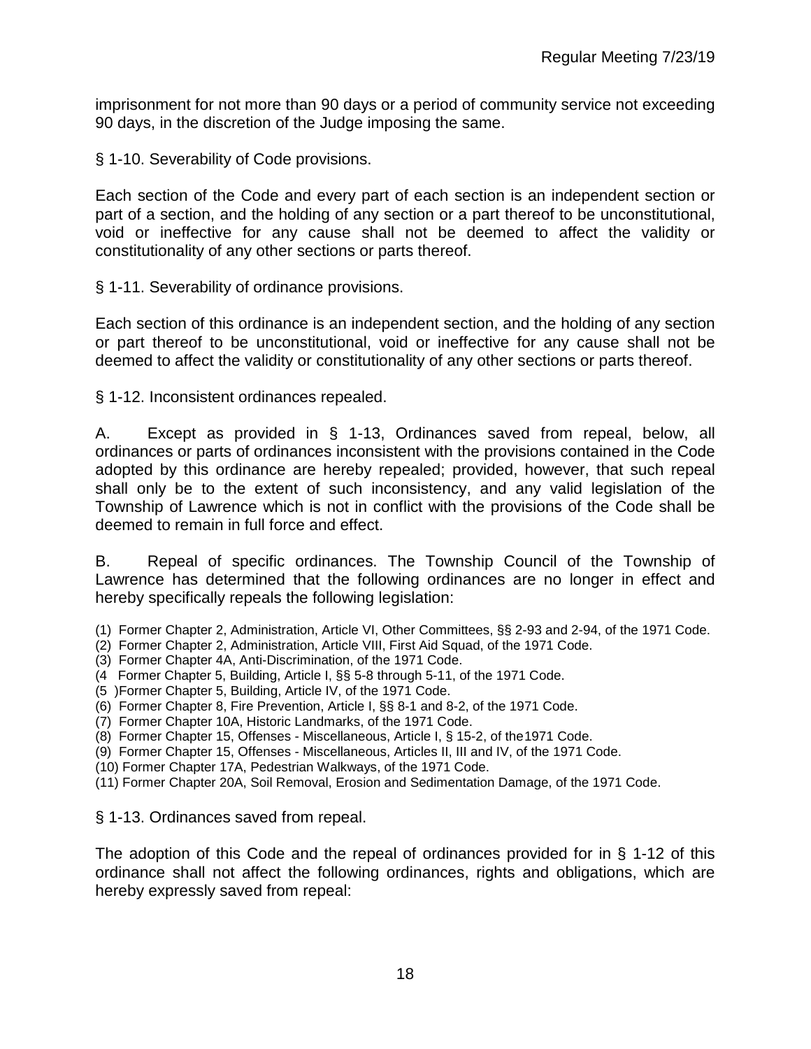imprisonment for not more than 90 days or a period of community service not exceeding 90 days, in the discretion of the Judge imposing the same.

§ 1-10. Severability of Code provisions.

Each section of the Code and every part of each section is an independent section or part of a section, and the holding of any section or a part thereof to be unconstitutional, void or ineffective for any cause shall not be deemed to affect the validity or constitutionality of any other sections or parts thereof.

§ 1-11. Severability of ordinance provisions.

Each section of this ordinance is an independent section, and the holding of any section or part thereof to be unconstitutional, void or ineffective for any cause shall not be deemed to affect the validity or constitutionality of any other sections or parts thereof.

§ 1-12. Inconsistent ordinances repealed.

A. Except as provided in § 1-13, Ordinances saved from repeal, below, all ordinances or parts of ordinances inconsistent with the provisions contained in the Code adopted by this ordinance are hereby repealed; provided, however, that such repeal shall only be to the extent of such inconsistency, and any valid legislation of the Township of Lawrence which is not in conflict with the provisions of the Code shall be deemed to remain in full force and effect.

B. Repeal of specific ordinances. The Township Council of the Township of Lawrence has determined that the following ordinances are no longer in effect and hereby specifically repeals the following legislation:

(1) Former Chapter 2, Administration, Article VI, Other Committees, §§ 2-93 and 2-94, of the 1971 Code.
(2) Former Chapter 2, Administration, Article VIII, First Aid Squad, of the 1971 Code.
(3) Former Chapter 4A, Anti-Discrimination, of the 1971 Code.
(4 Former Chapter 5, Building, Article I, §§ 5-8 through 5-11, of the 1971 Code.
(5 )Former Chapter 5, Building, Article IV, of the 1971 Code.
(6) Former Chapter 8, Fire Prevention, Article I, §§ 8-1 and 8-2, of the 1971 Code.
(7) Former Chapter 10A, Historic Landmarks, of the 1971 Code.
(8) Former Chapter 15, Offenses - Miscellaneous, Article I, § 15-2, of the1971 Code.
(9) Former Chapter 15, Offenses - Miscellaneous, Articles II, III and IV, of the 1971 Code.
(10) Former Chapter 17A, Pedestrian Walkways, of the 1971 Code.
(11) Former Chapter 20A, Soil Removal, Erosion and Sedimentation Damage, of the 1971 Code.

§ 1-13. Ordinances saved from repeal.

The adoption of this Code and the repeal of ordinances provided for in § 1-12 of this ordinance shall not affect the following ordinances, rights and obligations, which are hereby expressly saved from repeal: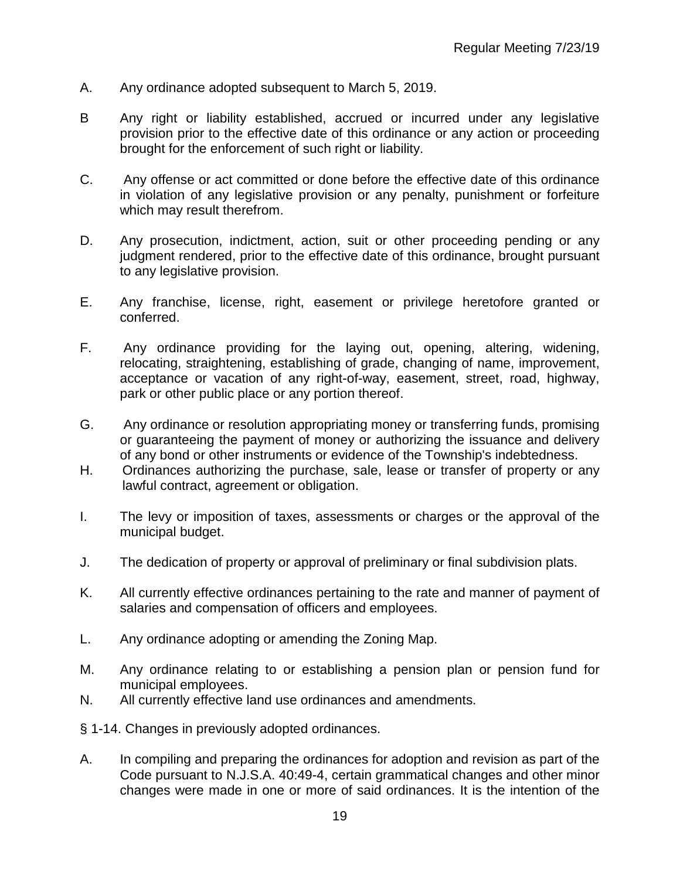A. Any ordinance adopted subsequent to March 5, 2019.

B Any right or liability established, accrued or incurred under any legislative provision prior to the effective date of this ordinance or any action or proceeding brought for the enforcement of such right or liability.

C. Any offense or act committed or done before the effective date of this ordinance in violation of any legislative provision or any penalty, punishment or forfeiture which may result therefrom.

D. Any prosecution, indictment, action, suit or other proceeding pending or any judgment rendered, prior to the effective date of this ordinance, brought pursuant to any legislative provision.

E. Any franchise, license, right, easement or privilege heretofore granted or conferred.

F. Any ordinance providing for the laying out, opening, altering, widening, relocating, straightening, establishing of grade, changing of name, improvement, acceptance or vacation of any right-of-way, easement, street, road, highway, park or other public place or any portion thereof.

G. Any ordinance or resolution appropriating money or transferring funds, promising or guaranteeing the payment of money or authorizing the issuance and delivery of any bond or other instruments or evidence of the Township's indebtedness.

H. Ordinances authorizing the purchase, sale, lease or transfer of property or any lawful contract, agreement or obligation.

I. The levy or imposition of taxes, assessments or charges or the approval of the municipal budget.

J. The dedication of property or approval of preliminary or final subdivision plats.

K. All currently effective ordinances pertaining to the rate and manner of payment of salaries and compensation of officers and employees.

L. Any ordinance adopting or amending the Zoning Map.

M. Any ordinance relating to or establishing a pension plan or pension fund for municipal employees.

N. All currently effective land use ordinances and amendments.

§ 1-14. Changes in previously adopted ordinances.

A. In compiling and preparing the ordinances for adoption and revision as part of the Code pursuant to N.J.S.A. 40:49-4, certain grammatical changes and other minor changes were made in one or more of said ordinances. It is the intention of the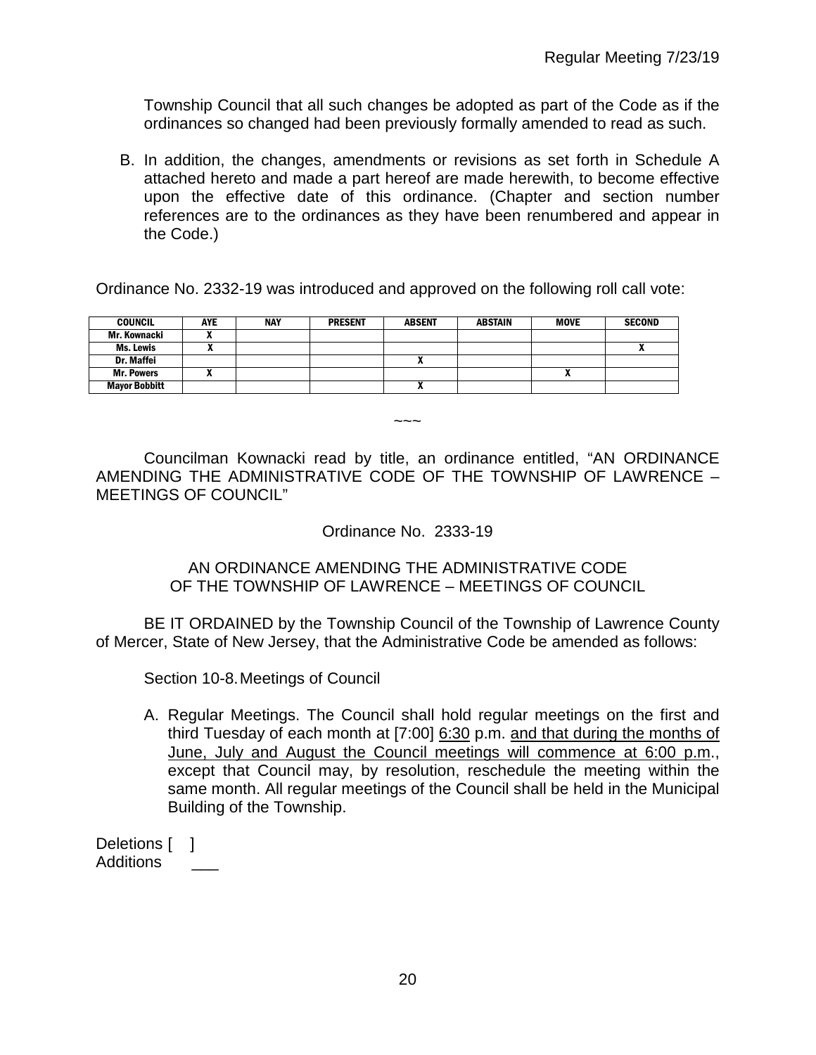Township Council that all such changes be adopted as part of the Code as if the ordinances so changed had been previously formally amended to read as such.

B. In addition, the changes, amendments or revisions as set forth in Schedule A attached hereto and made a part hereof are made herewith, to become effective upon the effective date of this ordinance. (Chapter and section number references are to the ordinances as they have been renumbered and appear in the Code.)

Ordinance No. 2332-19 was introduced and approved on the following roll call vote:

| COUNCIL | AYE | NAY | PRESENT | ABSENT | ABSTAIN | MOVE | SECOND |
|---|---|---|---|---|---|---|---|
| Mr. Kownacki | X | | | | | | |
| Ms. Lewis | X | | | | | | X |
| Dr. Maffei | | | | X | | | |
| Mr. Powers | X | | | | | X | |
| Mayor Bobbitt | | | | X | | | |

~~~

Councilman Kownacki read by title, an ordinance entitled, "AN ORDINANCE AMENDING THE ADMINISTRATIVE CODE OF THE TOWNSHIP OF LAWRENCE – MEETINGS OF COUNCIL"

Ordinance No. 2333-19

AN ORDINANCE AMENDING THE ADMINISTRATIVE CODE OF THE TOWNSHIP OF LAWRENCE – MEETINGS OF COUNCIL

BE IT ORDAINED by the Township Council of the Township of Lawrence County of Mercer, State of New Jersey, that the Administrative Code be amended as follows:

Section 10-8. Meetings of Council

A. Regular Meetings. The Council shall hold regular meetings on the first and third Tuesday of each month at [7:00] <u>6:30</u> p.m. <u>and that during the months of June, July and August the Council meetings will commence at 6:00 p.m.</u>, except that Council may, by resolution, reschedule the meeting within the same month. All regular meetings of the Council shall be held in the Municipal Building of the Township.

Deletions [ ]
Additions \_\_\_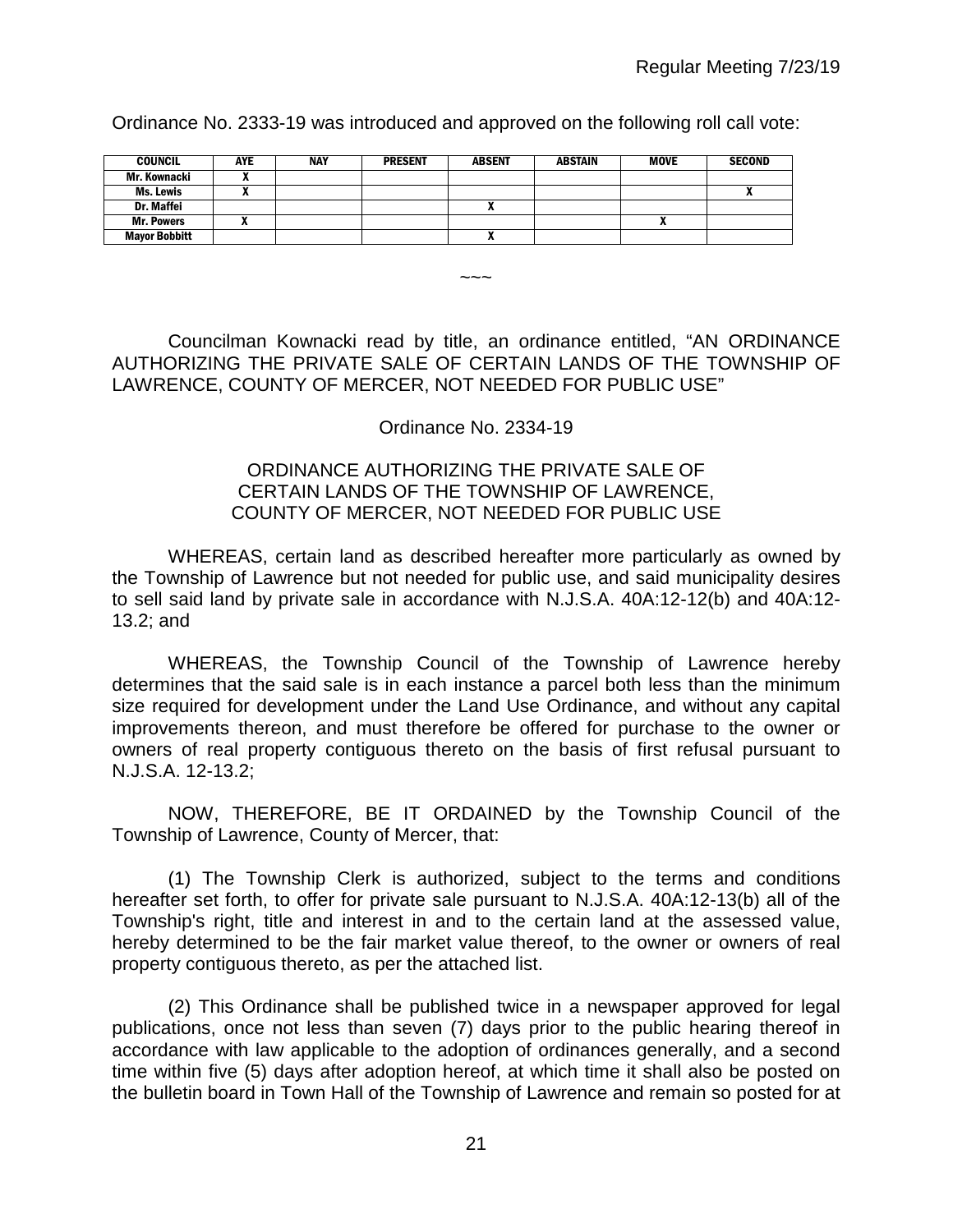Ordinance No. 2333-19 was introduced and approved on the following roll call vote:

| COUNCIL | AYE | NAY | PRESENT | ABSENT | ABSTAIN | MOVE | SECOND |
|---|---|---|---|---|---|---|---|
| Mr. Kownacki | X | | | | | | |
| Ms. Lewis | X | | | | | | X |
| Dr. Maffei | | | | X | | | |
| Mr. Powers | X | | | | | X | |
| Mayor Bobbitt | | | | X | | | |

~~~

Councilman Kownacki read by title, an ordinance entitled, "AN ORDINANCE AUTHORIZING THE PRIVATE SALE OF CERTAIN LANDS OF THE TOWNSHIP OF LAWRENCE, COUNTY OF MERCER, NOT NEEDED FOR PUBLIC USE"

Ordinance No. 2334-19

ORDINANCE AUTHORIZING THE PRIVATE SALE OF CERTAIN LANDS OF THE TOWNSHIP OF LAWRENCE, COUNTY OF MERCER, NOT NEEDED FOR PUBLIC USE

WHEREAS, certain land as described hereafter more particularly as owned by the Township of Lawrence but not needed for public use, and said municipality desires to sell said land by private sale in accordance with N.J.S.A. 40A:12-12(b) and 40A:12-13.2; and

WHEREAS, the Township Council of the Township of Lawrence hereby determines that the said sale is in each instance a parcel both less than the minimum size required for development under the Land Use Ordinance, and without any capital improvements thereon, and must therefore be offered for purchase to the owner or owners of real property contiguous thereto on the basis of first refusal pursuant to N.J.S.A. 12-13.2;

NOW, THEREFORE, BE IT ORDAINED by the Township Council of the Township of Lawrence, County of Mercer, that:

(1) The Township Clerk is authorized, subject to the terms and conditions hereafter set forth, to offer for private sale pursuant to N.J.S.A. 40A:12-13(b) all of the Township's right, title and interest in and to the certain land at the assessed value, hereby determined to be the fair market value thereof, to the owner or owners of real property contiguous thereto, as per the attached list.

(2) This Ordinance shall be published twice in a newspaper approved for legal publications, once not less than seven (7) days prior to the public hearing thereof in accordance with law applicable to the adoption of ordinances generally, and a second time within five (5) days after adoption hereof, at which time it shall also be posted on the bulletin board in Town Hall of the Township of Lawrence and remain so posted for at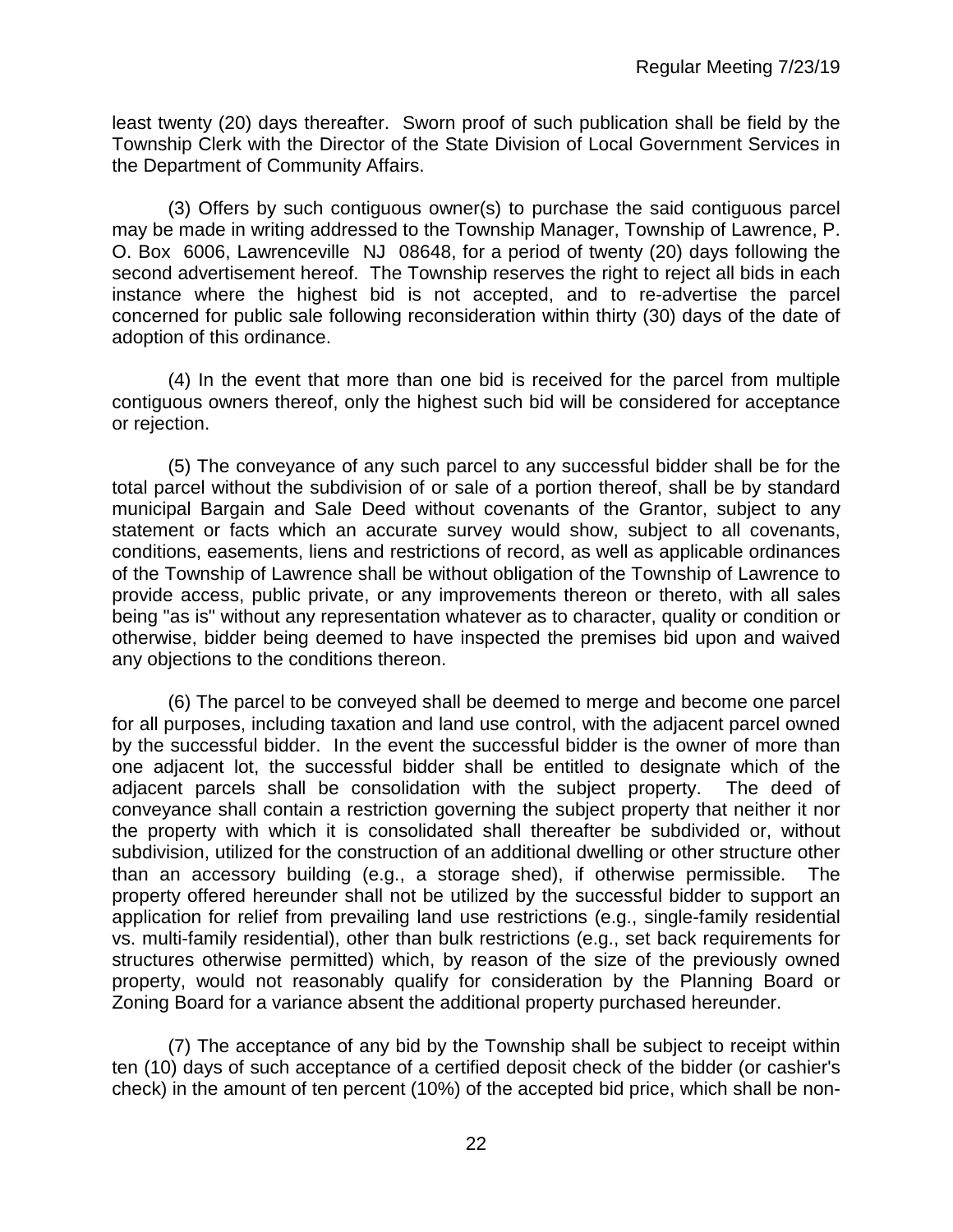least twenty (20) days thereafter. Sworn proof of such publication shall be field by the Township Clerk with the Director of the State Division of Local Government Services in the Department of Community Affairs.

(3) Offers by such contiguous owner(s) to purchase the said contiguous parcel may be made in writing addressed to the Township Manager, Township of Lawrence, P. O. Box 6006, Lawrenceville NJ 08648, for a period of twenty (20) days following the second advertisement hereof. The Township reserves the right to reject all bids in each instance where the highest bid is not accepted, and to re-advertise the parcel concerned for public sale following reconsideration within thirty (30) days of the date of adoption of this ordinance.

(4) In the event that more than one bid is received for the parcel from multiple contiguous owners thereof, only the highest such bid will be considered for acceptance or rejection.

(5) The conveyance of any such parcel to any successful bidder shall be for the total parcel without the subdivision of or sale of a portion thereof, shall be by standard municipal Bargain and Sale Deed without covenants of the Grantor, subject to any statement or facts which an accurate survey would show, subject to all covenants, conditions, easements, liens and restrictions of record, as well as applicable ordinances of the Township of Lawrence shall be without obligation of the Township of Lawrence to provide access, public private, or any improvements thereon or thereto, with all sales being "as is" without any representation whatever as to character, quality or condition or otherwise, bidder being deemed to have inspected the premises bid upon and waived any objections to the conditions thereon.

(6) The parcel to be conveyed shall be deemed to merge and become one parcel for all purposes, including taxation and land use control, with the adjacent parcel owned by the successful bidder. In the event the successful bidder is the owner of more than one adjacent lot, the successful bidder shall be entitled to designate which of the adjacent parcels shall be consolidation with the subject property. The deed of conveyance shall contain a restriction governing the subject property that neither it nor the property with which it is consolidated shall thereafter be subdivided or, without subdivision, utilized for the construction of an additional dwelling or other structure other than an accessory building (e.g., a storage shed), if otherwise permissible. The property offered hereunder shall not be utilized by the successful bidder to support an application for relief from prevailing land use restrictions (e.g., single-family residential vs. multi-family residential), other than bulk restrictions (e.g., set back requirements for structures otherwise permitted) which, by reason of the size of the previously owned property, would not reasonably qualify for consideration by the Planning Board or Zoning Board for a variance absent the additional property purchased hereunder.

(7) The acceptance of any bid by the Township shall be subject to receipt within ten (10) days of such acceptance of a certified deposit check of the bidder (or cashier's check) in the amount of ten percent (10%) of the accepted bid price, which shall be non-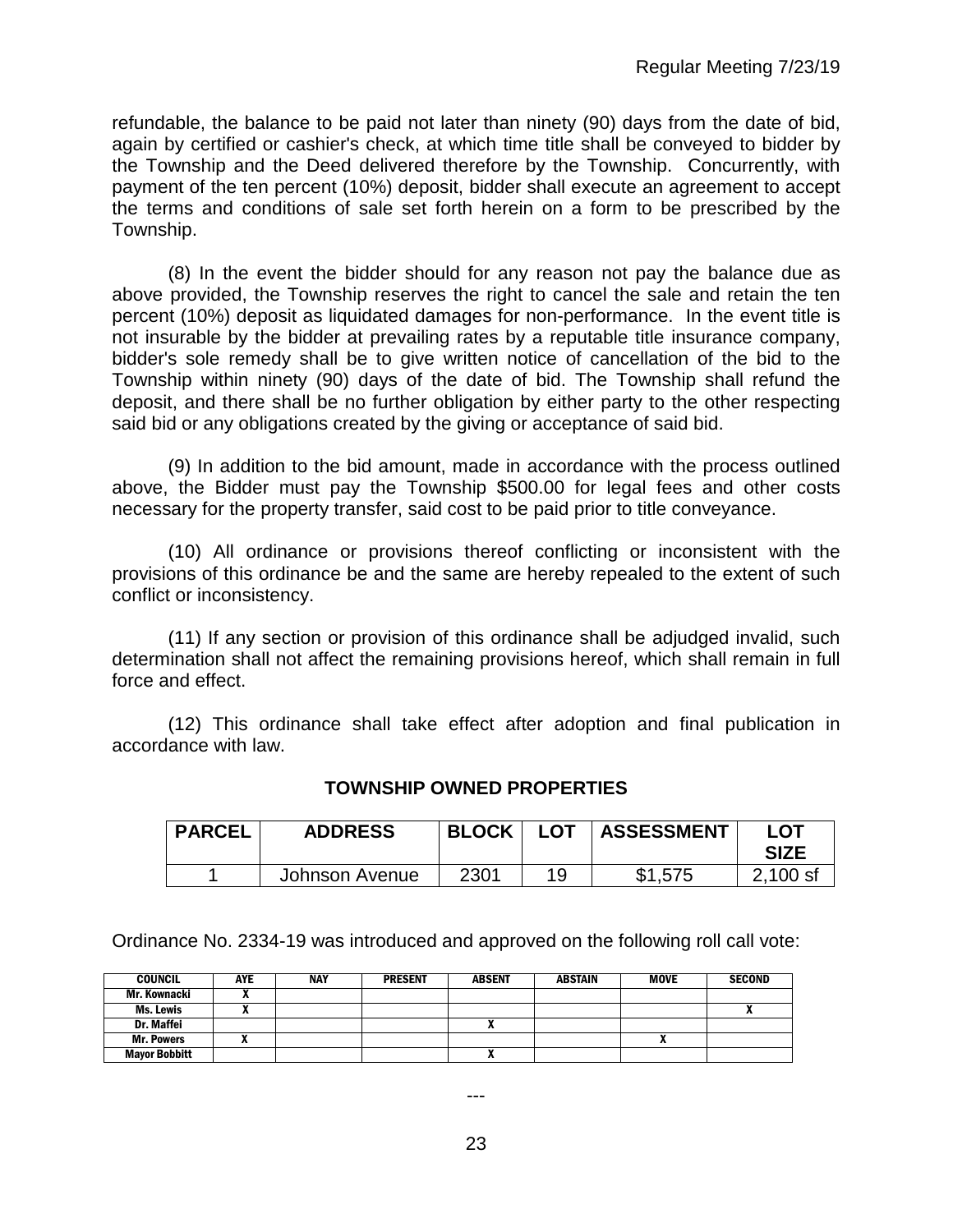refundable, the balance to be paid not later than ninety (90) days from the date of bid, again by certified or cashier's check, at which time title shall be conveyed to bidder by the Township and the Deed delivered therefore by the Township. Concurrently, with payment of the ten percent (10%) deposit, bidder shall execute an agreement to accept the terms and conditions of sale set forth herein on a form to be prescribed by the Township.

(8) In the event the bidder should for any reason not pay the balance due as above provided, the Township reserves the right to cancel the sale and retain the ten percent (10%) deposit as liquidated damages for non-performance. In the event title is not insurable by the bidder at prevailing rates by a reputable title insurance company, bidder's sole remedy shall be to give written notice of cancellation of the bid to the Township within ninety (90) days of the date of bid. The Township shall refund the deposit, and there shall be no further obligation by either party to the other respecting said bid or any obligations created by the giving or acceptance of said bid.

(9) In addition to the bid amount, made in accordance with the process outlined above, the Bidder must pay the Township $500.00 for legal fees and other costs necessary for the property transfer, said cost to be paid prior to title conveyance.

(10) All ordinance or provisions thereof conflicting or inconsistent with the provisions of this ordinance be and the same are hereby repealed to the extent of such conflict or inconsistency.

(11) If any section or provision of this ordinance shall be adjudged invalid, such determination shall not affect the remaining provisions hereof, which shall remain in full force and effect.

(12) This ordinance shall take effect after adoption and final publication in accordance with law.

**TOWNSHIP OWNED PROPERTIES**

| PARCEL | ADDRESS | BLOCK | LOT | ASSESSMENT | LOT SIZE |
|---|---|---|---|---|---|
| 1 | Johnson Avenue | 2301 | 19 | $1,575 | 2,100 sf |

Ordinance No. 2334-19 was introduced and approved on the following roll call vote:

| COUNCIL | AYE | NAY | PRESENT | ABSENT | ABSTAIN | MOVE | SECOND |
|---|---|---|---|---|---|---|---|
| Mr. Kownacki | X | | | | | | |
| Ms. Lewis | X | | | | | | X |
| Dr. Maffei | | | | X | | | |
| Mr. Powers | X | | | | | X | |
| Mayor Bobbitt | | | | X | | | |

---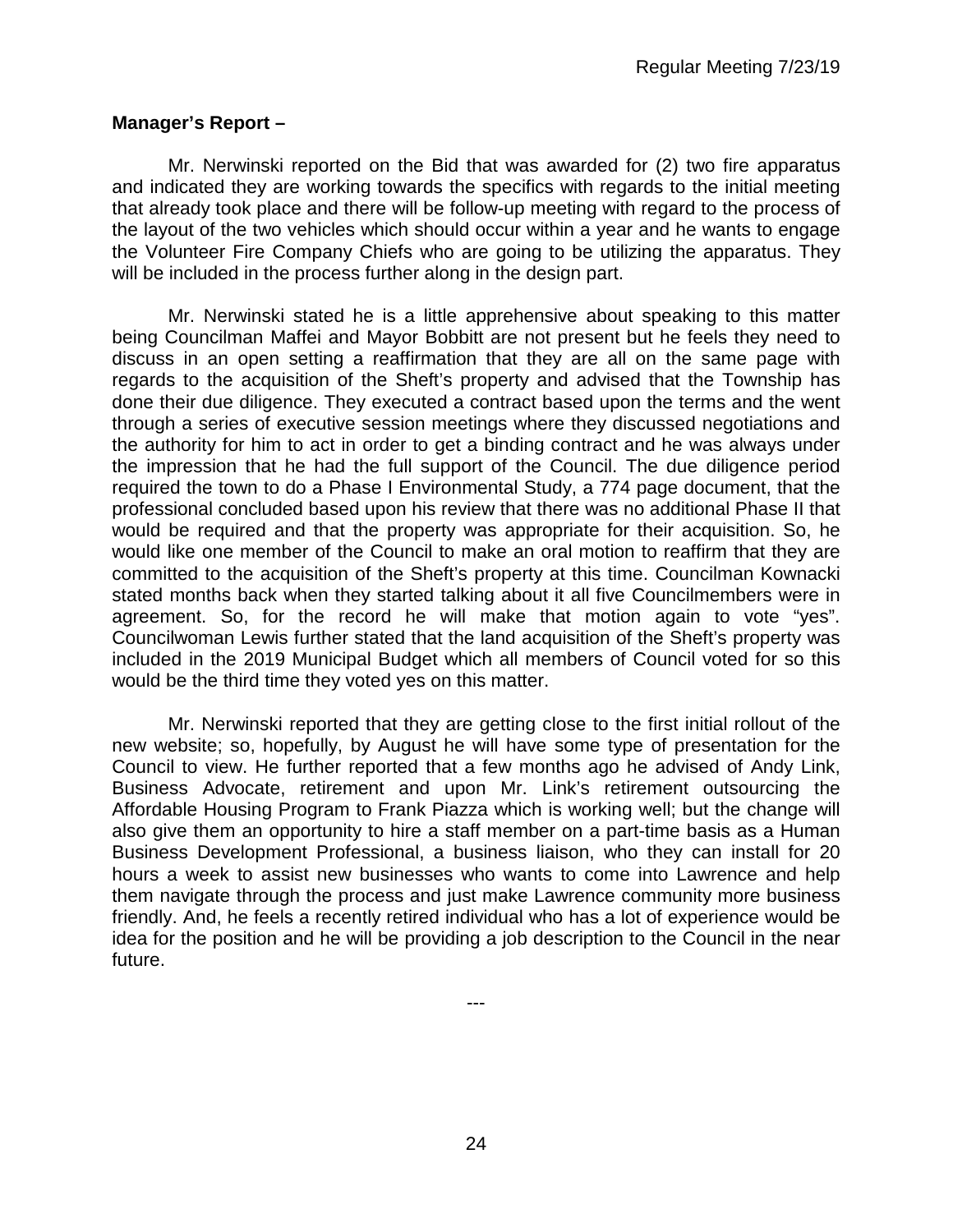**Manager's Report –**

Mr. Nerwinski reported on the Bid that was awarded for (2) two fire apparatus and indicated they are working towards the specifics with regards to the initial meeting that already took place and there will be follow-up meeting with regard to the process of the layout of the two vehicles which should occur within a year and he wants to engage the Volunteer Fire Company Chiefs who are going to be utilizing the apparatus. They will be included in the process further along in the design part.

Mr. Nerwinski stated he is a little apprehensive about speaking to this matter being Councilman Maffei and Mayor Bobbitt are not present but he feels they need to discuss in an open setting a reaffirmation that they are all on the same page with regards to the acquisition of the Sheft's property and advised that the Township has done their due diligence. They executed a contract based upon the terms and the went through a series of executive session meetings where they discussed negotiations and the authority for him to act in order to get a binding contract and he was always under the impression that he had the full support of the Council. The due diligence period required the town to do a Phase I Environmental Study, a 774 page document, that the professional concluded based upon his review that there was no additional Phase II that would be required and that the property was appropriate for their acquisition. So, he would like one member of the Council to make an oral motion to reaffirm that they are committed to the acquisition of the Sheft's property at this time. Councilman Kownacki stated months back when they started talking about it all five Councilmembers were in agreement. So, for the record he will make that motion again to vote "yes". Councilwoman Lewis further stated that the land acquisition of the Sheft's property was included in the 2019 Municipal Budget which all members of Council voted for so this would be the third time they voted yes on this matter.

Mr. Nerwinski reported that they are getting close to the first initial rollout of the new website; so, hopefully, by August he will have some type of presentation for the Council to view. He further reported that a few months ago he advised of Andy Link, Business Advocate, retirement and upon Mr. Link's retirement outsourcing the Affordable Housing Program to Frank Piazza which is working well; but the change will also give them an opportunity to hire a staff member on a part-time basis as a Human Business Development Professional, a business liaison, who they can install for 20 hours a week to assist new businesses who wants to come into Lawrence and help them navigate through the process and just make Lawrence community more business friendly. And, he feels a recently retired individual who has a lot of experience would be idea for the position and he will be providing a job description to the Council in the near future.

---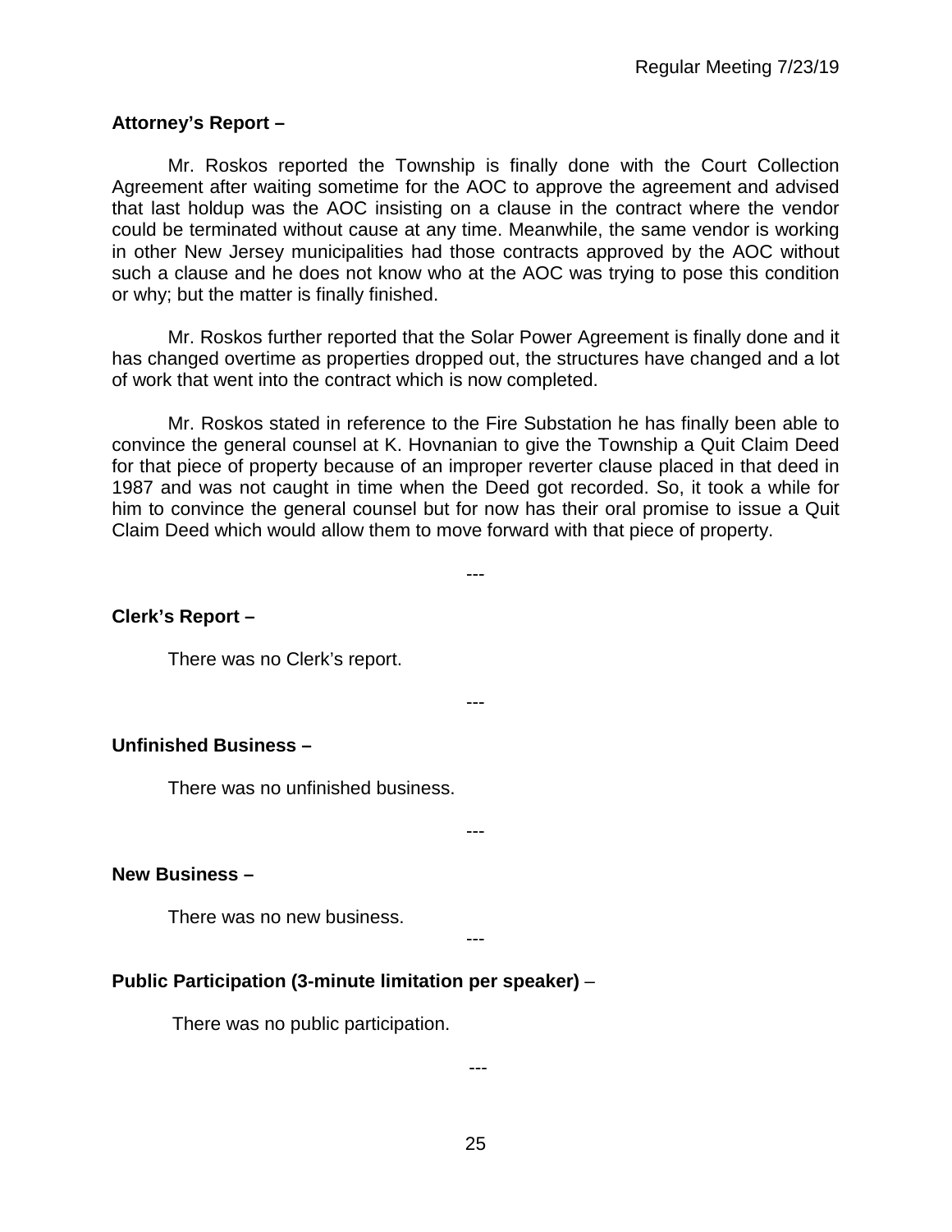**Attorney's Report –**

Mr. Roskos reported the Township is finally done with the Court Collection Agreement after waiting sometime for the AOC to approve the agreement and advised that last holdup was the AOC insisting on a clause in the contract where the vendor could be terminated without cause at any time. Meanwhile, the same vendor is working in other New Jersey municipalities had those contracts approved by the AOC without such a clause and he does not know who at the AOC was trying to pose this condition or why; but the matter is finally finished.

Mr. Roskos further reported that the Solar Power Agreement is finally done and it has changed overtime as properties dropped out, the structures have changed and a lot of work that went into the contract which is now completed.

Mr. Roskos stated in reference to the Fire Substation he has finally been able to convince the general counsel at K. Hovnanian to give the Township a Quit Claim Deed for that piece of property because of an improper reverter clause placed in that deed in 1987 and was not caught in time when the Deed got recorded. So, it took a while for him to convince the general counsel but for now has their oral promise to issue a Quit Claim Deed which would allow them to move forward with that piece of property.

---

**Clerk's Report –**

There was no Clerk's report.

---

**Unfinished Business –**

There was no unfinished business.

---

**New Business –**

There was no new business.

---

**Public Participation (3-minute limitation per speaker)** –

There was no public participation.

---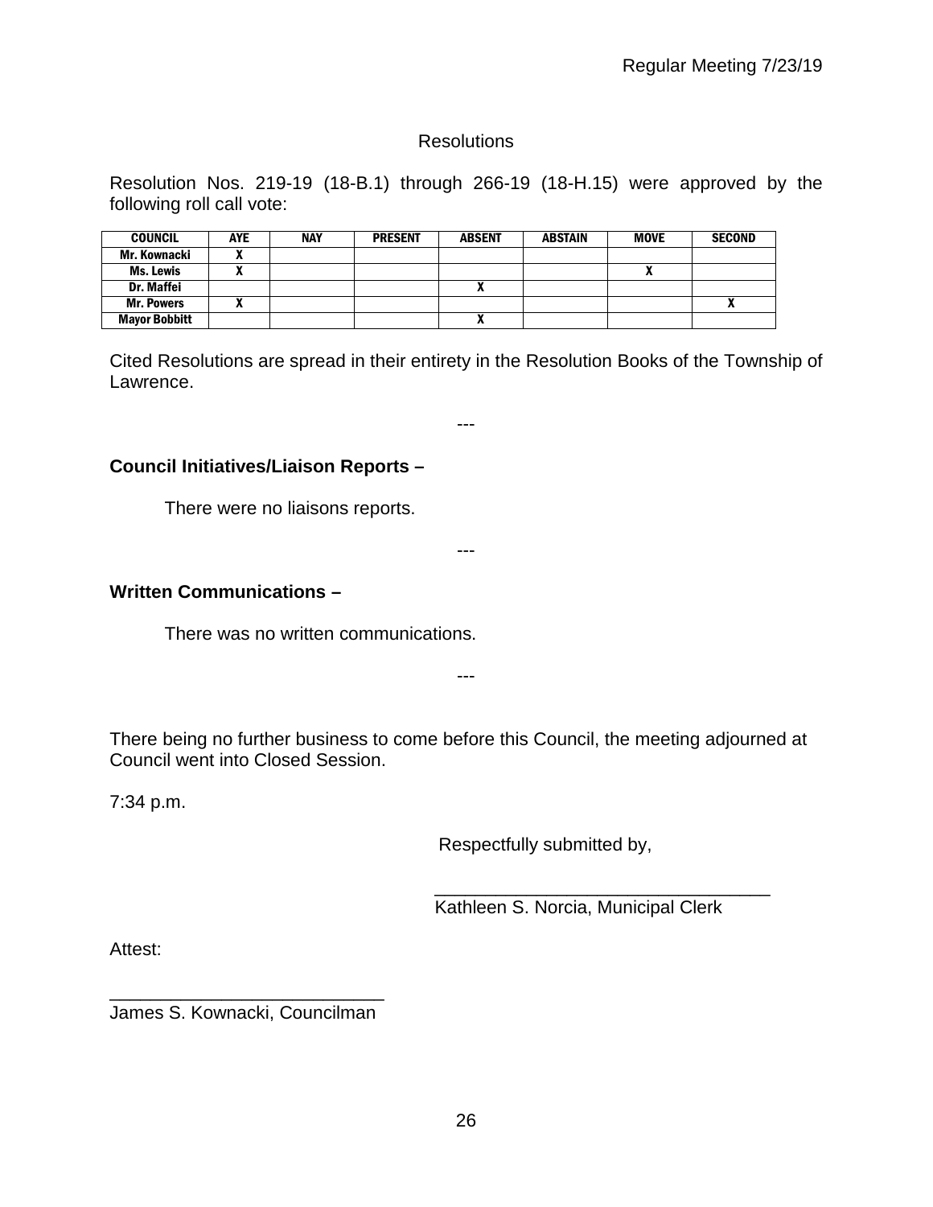## Resolutions

Resolution Nos. 219-19 (18-B.1) through 266-19 (18-H.15) were approved by the following roll call vote:

| COUNCIL | AYE | NAY | PRESENT | ABSENT | ABSTAIN | MOVE | SECOND |
|---|---|---|---|---|---|---|---|
| Mr. Kownacki | X | | | | | | |
| Ms. Lewis | X | | | | | X | |
| Dr. Maffei | | | | X | | | |
| Mr. Powers | X | | | | | | X |
| Mayor Bobbitt | | | | X | | | |

Cited Resolutions are spread in their entirety in the Resolution Books of the Township of Lawrence.

---

**Council Initiatives/Liaison Reports –**

There were no liaisons reports.

---

**Written Communications –**

There was no written communications.

---

There being no further business to come before this Council, the meeting adjourned at Council went into Closed Session.

7:34 p.m.

Respectfully submitted by,

\_\_\_\_\_\_\_\_\_\_\_\_\_\_\_\_\_\_\_\_\_\_\_\_\_\_\_\_\_\_\_\_\_\_
Kathleen S. Norcia, Municipal Clerk

Attest:

\_\_\_\_\_\_\_\_\_\_\_\_\_\_\_\_\_\_\_\_\_\_\_\_\_\_\_\_
James S. Kownacki, Councilman